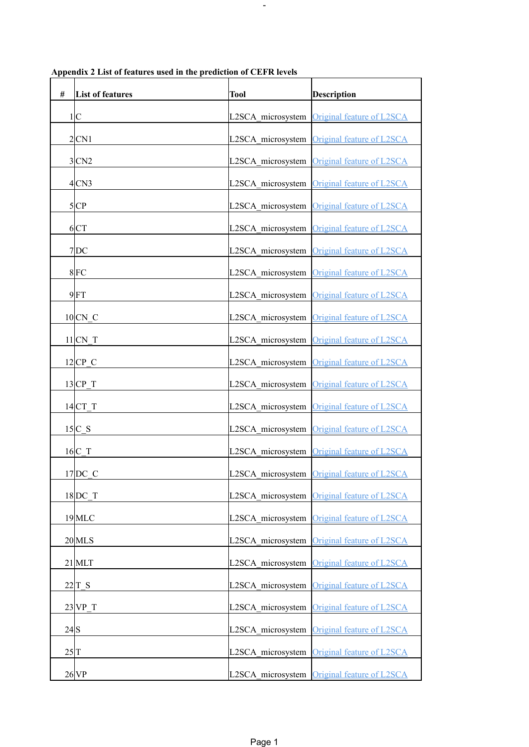**Appendix 2 List of features used in the prediction of CEFR levels**

| # | List of features | Tool | Description |
|---|---|---|---|
| 1 | C | L2SCA_microsystem | Original feature of L2SCA |
| 2 | CN1 | L2SCA_microsystem | Original feature of L2SCA |
| 3 | CN2 | L2SCA_microsystem | Original feature of L2SCA |
| 4 | CN3 | L2SCA_microsystem | Original feature of L2SCA |
| 5 | CP | L2SCA_microsystem | Original feature of L2SCA |
| 6 | CT | L2SCA_microsystem | Original feature of L2SCA |
| 7 | DC | L2SCA_microsystem | Original feature of L2SCA |
| 8 | FC | L2SCA_microsystem | Original feature of L2SCA |
| 9 | FT | L2SCA_microsystem | Original feature of L2SCA |
| 10 | CN_C | L2SCA_microsystem | Original feature of L2SCA |
| 11 | CN_T | L2SCA_microsystem | Original feature of L2SCA |
| 12 | CP_C | L2SCA_microsystem | Original feature of L2SCA |
| 13 | CP_T | L2SCA_microsystem | Original feature of L2SCA |
| 14 | CT_T | L2SCA_microsystem | Original feature of L2SCA |
| 15 | C_S | L2SCA_microsystem | Original feature of L2SCA |
| 16 | C_T | L2SCA_microsystem | Original feature of L2SCA |
| 17 | DC_C | L2SCA_microsystem | Original feature of L2SCA |
| 18 | DC_T | L2SCA_microsystem | Original feature of L2SCA |
| 19 | MLC | L2SCA_microsystem | Original feature of L2SCA |
| 20 | MLS | L2SCA_microsystem | Original feature of L2SCA |
| 21 | MLT | L2SCA_microsystem | Original feature of L2SCA |
| 22 | T_S | L2SCA_microsystem | Original feature of L2SCA |
| 23 | VP_T | L2SCA_microsystem | Original feature of L2SCA |
| 24 | S | L2SCA_microsystem | Original feature of L2SCA |
| 25 | T | L2SCA_microsystem | Original feature of L2SCA |
| 26 | VP | L2SCA_microsystem | Original feature of L2SCA |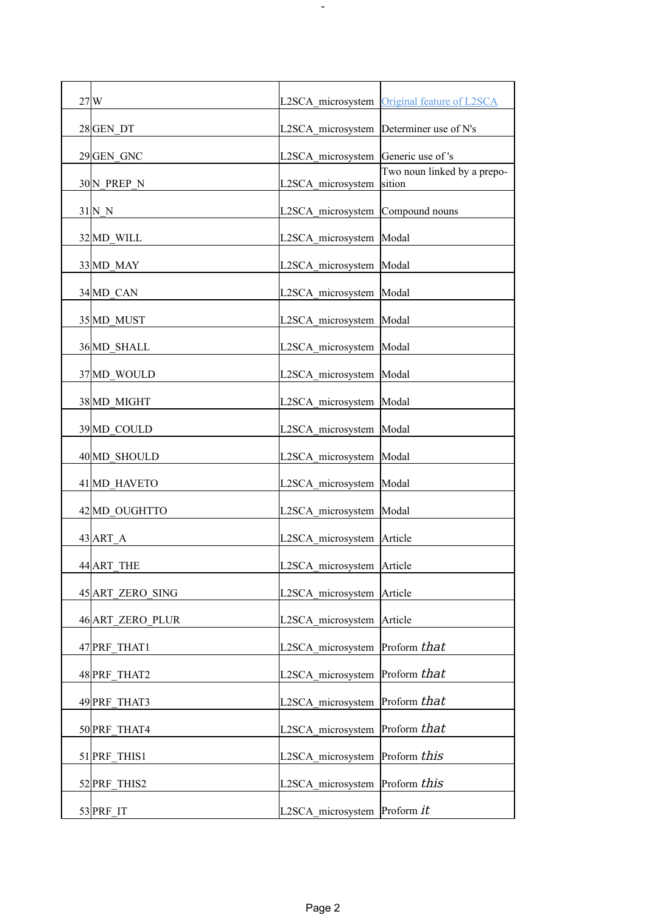| | | | |
|---|---|---|---|
| 27 | W | L2SCA_microsystem | Original feature of L2SCA |
| 28 | GEN_DT | L2SCA_microsystem | Determiner use of N's |
| 29 | GEN_GNC | L2SCA_microsystem | Generic use of 's |
| 30 | N_PREP_N | L2SCA_microsystem | Two noun linked by a preposition |
| 31 | N_N | L2SCA_microsystem | Compound nouns |
| 32 | MD_WILL | L2SCA_microsystem | Modal |
| 33 | MD_MAY | L2SCA_microsystem | Modal |
| 34 | MD_CAN | L2SCA_microsystem | Modal |
| 35 | MD_MUST | L2SCA_microsystem | Modal |
| 36 | MD_SHALL | L2SCA_microsystem | Modal |
| 37 | MD_WOULD | L2SCA_microsystem | Modal |
| 38 | MD_MIGHT | L2SCA_microsystem | Modal |
| 39 | MD_COULD | L2SCA_microsystem | Modal |
| 40 | MD_SHOULD | L2SCA_microsystem | Modal |
| 41 | MD_HAVETO | L2SCA_microsystem | Modal |
| 42 | MD_OUGHTTO | L2SCA_microsystem | Modal |
| 43 | ART_A | L2SCA_microsystem | Article |
| 44 | ART_THE | L2SCA_microsystem | Article |
| 45 | ART_ZERO_SING | L2SCA_microsystem | Article |
| 46 | ART_ZERO_PLUR | L2SCA_microsystem | Article |
| 47 | PRF_THAT1 | L2SCA_microsystem | Proform *that* |
| 48 | PRF_THAT2 | L2SCA_microsystem | Proform *that* |
| 49 | PRF_THAT3 | L2SCA_microsystem | Proform *that* |
| 50 | PRF_THAT4 | L2SCA_microsystem | Proform *that* |
| 51 | PRF_THIS1 | L2SCA_microsystem | Proform *this* |
| 52 | PRF_THIS2 | L2SCA_microsystem | Proform *this* |
| 53 | PRF_IT | L2SCA_microsystem | Proform *it* |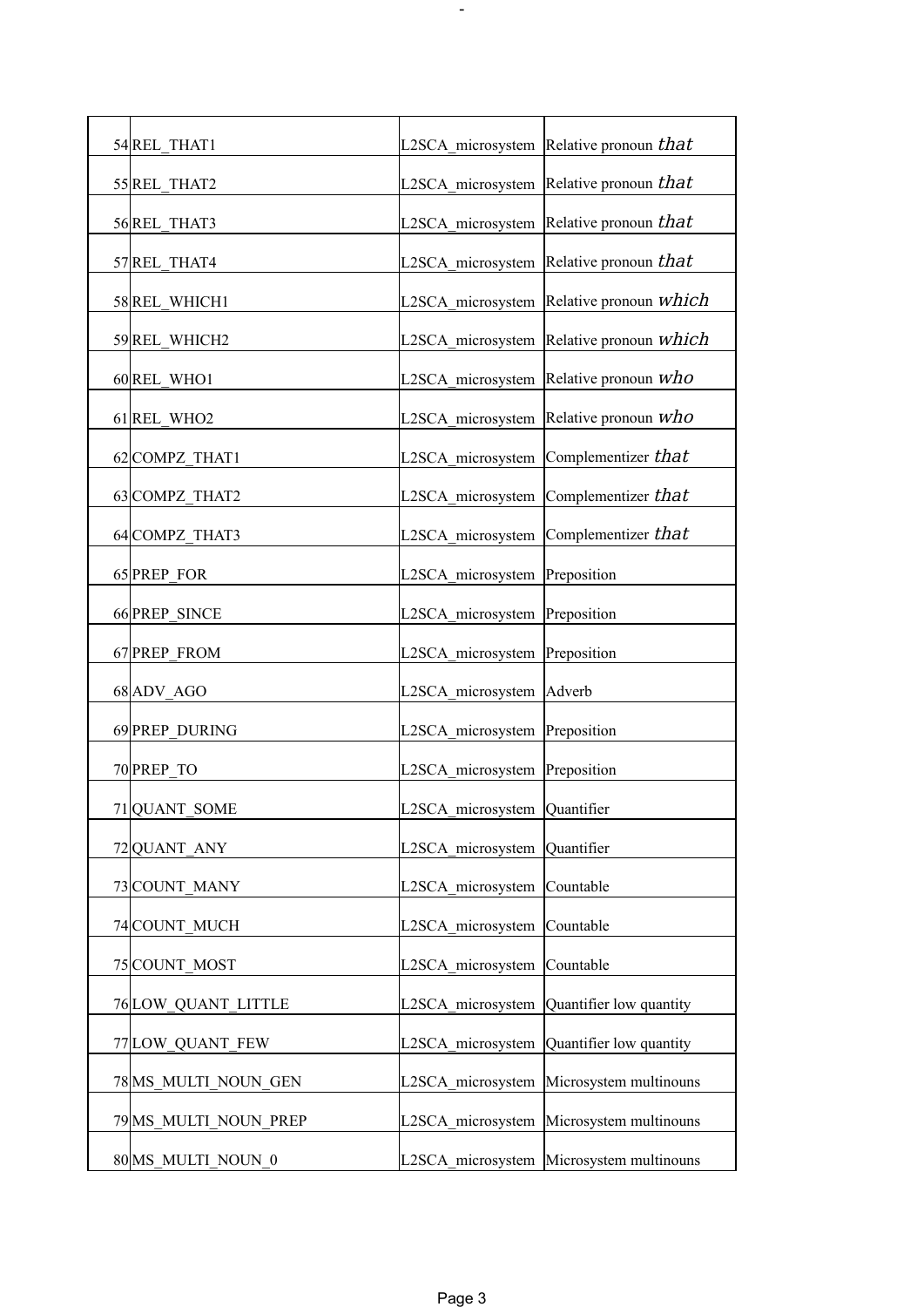| | | | |
|---|---|---|---|
| 54 | REL_THAT1 | L2SCA_microsystem | Relative pronoun *that* |
| 55 | REL_THAT2 | L2SCA_microsystem | Relative pronoun *that* |
| 56 | REL_THAT3 | L2SCA_microsystem | Relative pronoun *that* |
| 57 | REL_THAT4 | L2SCA_microsystem | Relative pronoun *that* |
| 58 | REL_WHICH1 | L2SCA_microsystem | Relative pronoun *which* |
| 59 | REL_WHICH2 | L2SCA_microsystem | Relative pronoun *which* |
| 60 | REL_WHO1 | L2SCA_microsystem | Relative pronoun *who* |
| 61 | REL_WHO2 | L2SCA_microsystem | Relative pronoun *who* |
| 62 | COMPZ_THAT1 | L2SCA_microsystem | Complementizer *that* |
| 63 | COMPZ_THAT2 | L2SCA_microsystem | Complementizer *that* |
| 64 | COMPZ_THAT3 | L2SCA_microsystem | Complementizer *that* |
| 65 | PREP_FOR | L2SCA_microsystem | Preposition |
| 66 | PREP_SINCE | L2SCA_microsystem | Preposition |
| 67 | PREP_FROM | L2SCA_microsystem | Preposition |
| 68 | ADV_AGO | L2SCA_microsystem | Adverb |
| 69 | PREP_DURING | L2SCA_microsystem | Preposition |
| 70 | PREP_TO | L2SCA_microsystem | Preposition |
| 71 | QUANT_SOME | L2SCA_microsystem | Quantifier |
| 72 | QUANT_ANY | L2SCA_microsystem | Quantifier |
| 73 | COUNT_MANY | L2SCA_microsystem | Countable |
| 74 | COUNT_MUCH | L2SCA_microsystem | Countable |
| 75 | COUNT_MOST | L2SCA_microsystem | Countable |
| 76 | LOW_QUANT_LITTLE | L2SCA_microsystem | Quantifier low quantity |
| 77 | LOW_QUANT_FEW | L2SCA_microsystem | Quantifier low quantity |
| 78 | MS_MULTI_NOUN_GEN | L2SCA_microsystem | Microsystem multinouns |
| 79 | MS_MULTI_NOUN_PREP | L2SCA_microsystem | Microsystem multinouns |
| 80 | MS_MULTI_NOUN_0 | L2SCA_microsystem | Microsystem multinouns |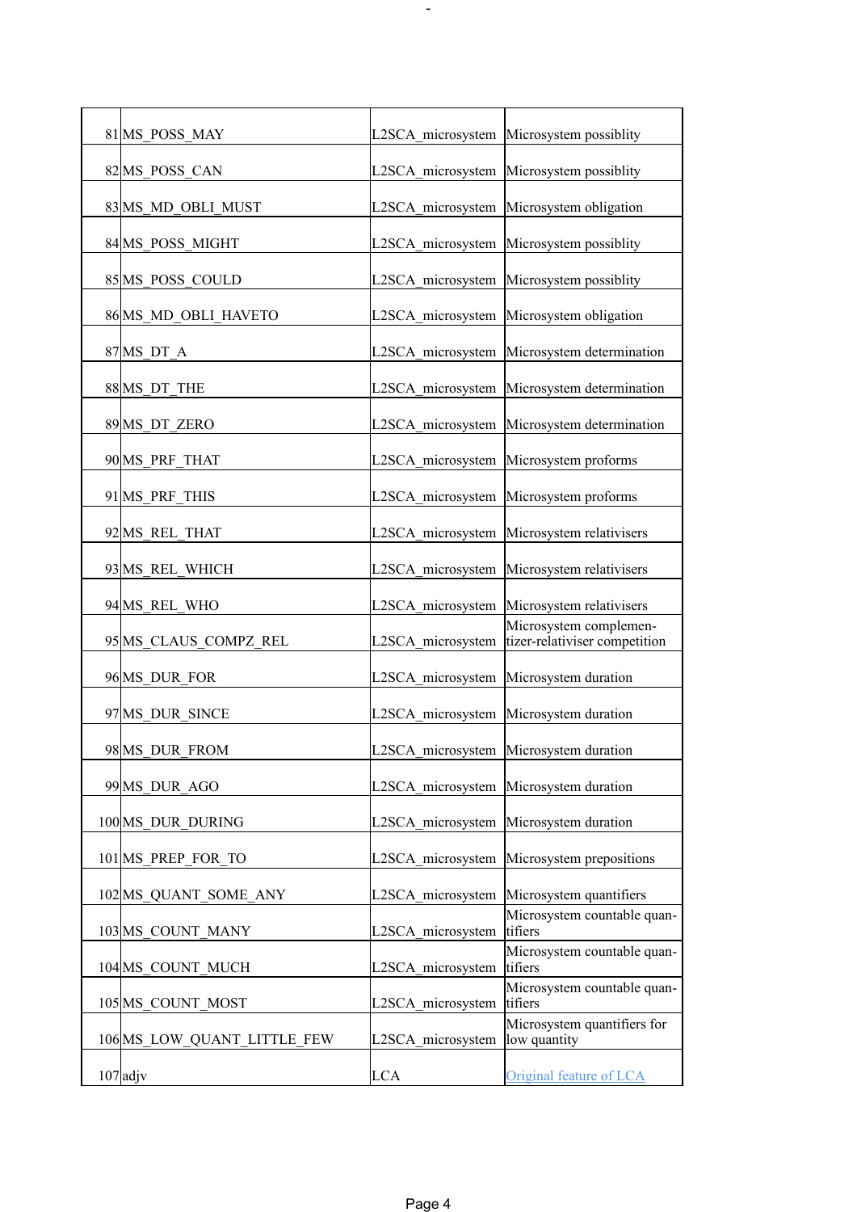| | | | |
|---|---|---|---|
| 81 | MS_POSS_MAY | L2SCA_microsystem | Microsystem possiblity |
| 82 | MS_POSS_CAN | L2SCA_microsystem | Microsystem possiblity |
| 83 | MS_MD_OBLI_MUST | L2SCA_microsystem | Microsystem obligation |
| 84 | MS_POSS_MIGHT | L2SCA_microsystem | Microsystem possiblity |
| 85 | MS_POSS_COULD | L2SCA_microsystem | Microsystem possiblity |
| 86 | MS_MD_OBLI_HAVETO | L2SCA_microsystem | Microsystem obligation |
| 87 | MS_DT_A | L2SCA_microsystem | Microsystem determination |
| 88 | MS_DT_THE | L2SCA_microsystem | Microsystem determination |
| 89 | MS_DT_ZERO | L2SCA_microsystem | Microsystem determination |
| 90 | MS_PRF_THAT | L2SCA_microsystem | Microsystem proforms |
| 91 | MS_PRF_THIS | L2SCA_microsystem | Microsystem proforms |
| 92 | MS_REL_THAT | L2SCA_microsystem | Microsystem relativisers |
| 93 | MS_REL_WHICH | L2SCA_microsystem | Microsystem relativisers |
| 94 | MS_REL_WHO | L2SCA_microsystem | Microsystem relativisers |
| 95 | MS_CLAUS_COMPZ_REL | L2SCA_microsystem | Microsystem complementizer-relativiser competition |
| 96 | MS_DUR_FOR | L2SCA_microsystem | Microsystem duration |
| 97 | MS_DUR_SINCE | L2SCA_microsystem | Microsystem duration |
| 98 | MS_DUR_FROM | L2SCA_microsystem | Microsystem duration |
| 99 | MS_DUR_AGO | L2SCA_microsystem | Microsystem duration |
| 100 | MS_DUR_DURING | L2SCA_microsystem | Microsystem duration |
| 101 | MS_PREP_FOR_TO | L2SCA_microsystem | Microsystem prepositions |
| 102 | MS_QUANT_SOME_ANY | L2SCA_microsystem | Microsystem quantifiers |
| 103 | MS_COUNT_MANY | L2SCA_microsystem | Microsystem countable quantifiers |
| 104 | MS_COUNT_MUCH | L2SCA_microsystem | Microsystem countable quantifiers |
| 105 | MS_COUNT_MOST | L2SCA_microsystem | Microsystem countable quantifiers |
| 106 | MS_LOW_QUANT_LITTLE_FEW | L2SCA_microsystem | Microsystem quantifiers for low quantity |
| 107 | adjv | LCA | Original feature of LCA |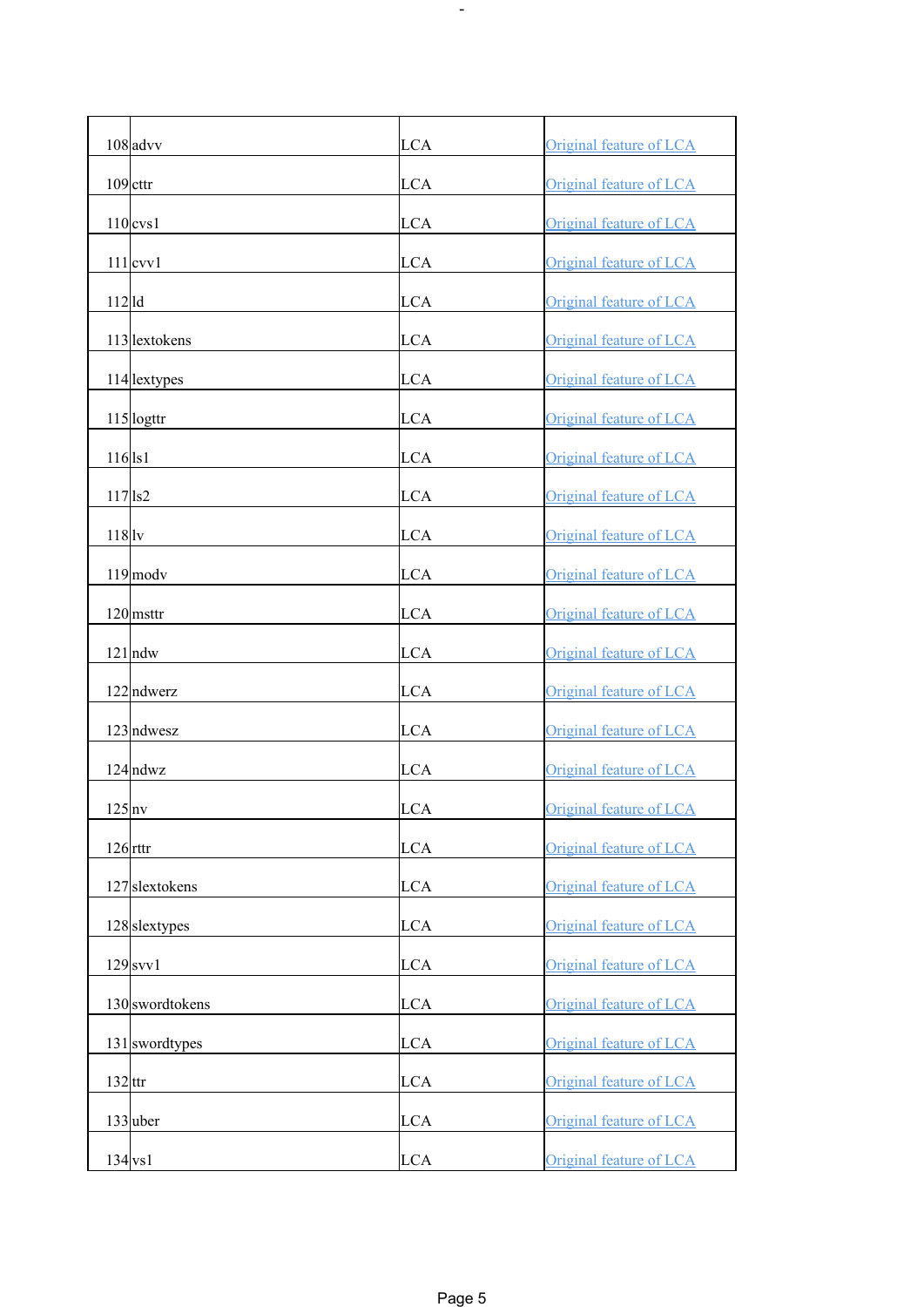| | | | |
|---|---|---|---|
| 108 | advv | LCA | Original feature of LCA |
| 109 | cttr | LCA | Original feature of LCA |
| 110 | cvs1 | LCA | Original feature of LCA |
| 111 | cvv1 | LCA | Original feature of LCA |
| 112 | ld | LCA | Original feature of LCA |
| 113 | lextokens | LCA | Original feature of LCA |
| 114 | lextypes | LCA | Original feature of LCA |
| 115 | logttr | LCA | Original feature of LCA |
| 116 | ls1 | LCA | Original feature of LCA |
| 117 | ls2 | LCA | Original feature of LCA |
| 118 | lv | LCA | Original feature of LCA |
| 119 | modv | LCA | Original feature of LCA |
| 120 | msttr | LCA | Original feature of LCA |
| 121 | ndw | LCA | Original feature of LCA |
| 122 | ndwerz | LCA | Original feature of LCA |
| 123 | ndwesz | LCA | Original feature of LCA |
| 124 | ndwz | LCA | Original feature of LCA |
| 125 | nv | LCA | Original feature of LCA |
| 126 | rttr | LCA | Original feature of LCA |
| 127 | slextokens | LCA | Original feature of LCA |
| 128 | slextypes | LCA | Original feature of LCA |
| 129 | svv1 | LCA | Original feature of LCA |
| 130 | swordtokens | LCA | Original feature of LCA |
| 131 | swordtypes | LCA | Original feature of LCA |
| 132 | ttr | LCA | Original feature of LCA |
| 133 | uber | LCA | Original feature of LCA |
| 134 | vs1 | LCA | Original feature of LCA |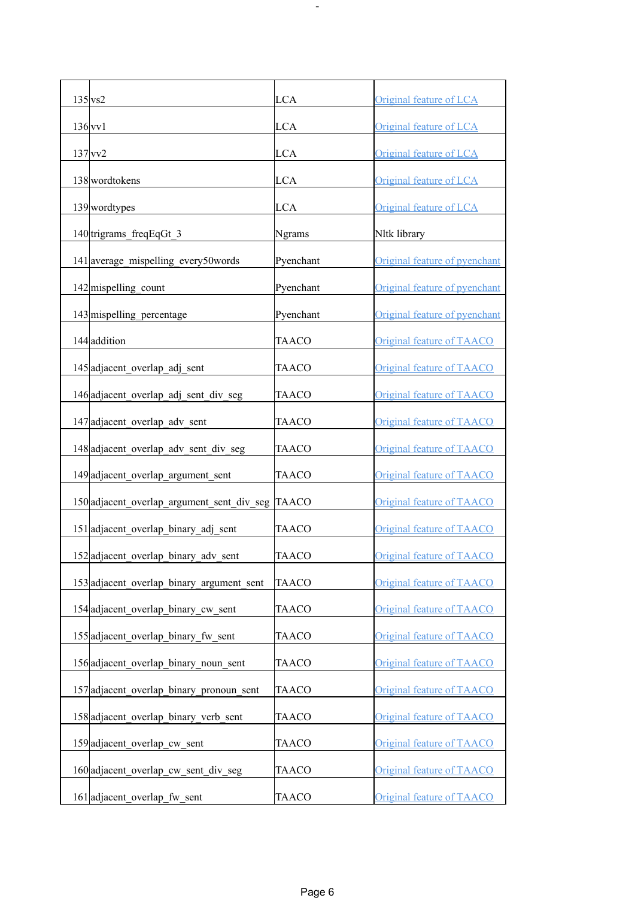| | | | |
|---|---|---|---|
| 135 | vs2 | LCA | Original feature of LCA |
| 136 | vv1 | LCA | Original feature of LCA |
| 137 | vv2 | LCA | Original feature of LCA |
| 138 | wordtokens | LCA | Original feature of LCA |
| 139 | wordtypes | LCA | Original feature of LCA |
| 140 | trigrams_freqEqGt_3 | Ngrams | Nltk library |
| 141 | average_mispelling_every50words | Pyenchant | Original feature of pyenchant |
| 142 | mispelling_count | Pyenchant | Original feature of pyenchant |
| 143 | mispelling_percentage | Pyenchant | Original feature of pyenchant |
| 144 | addition | TAACO | Original feature of TAACO |
| 145 | adjacent_overlap_adj_sent | TAACO | Original feature of TAACO |
| 146 | adjacent_overlap_adj_sent_div_seg | TAACO | Original feature of TAACO |
| 147 | adjacent_overlap_adv_sent | TAACO | Original feature of TAACO |
| 148 | adjacent_overlap_adv_sent_div_seg | TAACO | Original feature of TAACO |
| 149 | adjacent_overlap_argument_sent | TAACO | Original feature of TAACO |
| 150 | adjacent_overlap_argument_sent_div_seg | TAACO | Original feature of TAACO |
| 151 | adjacent_overlap_binary_adj_sent | TAACO | Original feature of TAACO |
| 152 | adjacent_overlap_binary_adv_sent | TAACO | Original feature of TAACO |
| 153 | adjacent_overlap_binary_argument_sent | TAACO | Original feature of TAACO |
| 154 | adjacent_overlap_binary_cw_sent | TAACO | Original feature of TAACO |
| 155 | adjacent_overlap_binary_fw_sent | TAACO | Original feature of TAACO |
| 156 | adjacent_overlap_binary_noun_sent | TAACO | Original feature of TAACO |
| 157 | adjacent_overlap_binary_pronoun_sent | TAACO | Original feature of TAACO |
| 158 | adjacent_overlap_binary_verb_sent | TAACO | Original feature of TAACO |
| 159 | adjacent_overlap_cw_sent | TAACO | Original feature of TAACO |
| 160 | adjacent_overlap_cw_sent_div_seg | TAACO | Original feature of TAACO |
| 161 | adjacent_overlap_fw_sent | TAACO | Original feature of TAACO |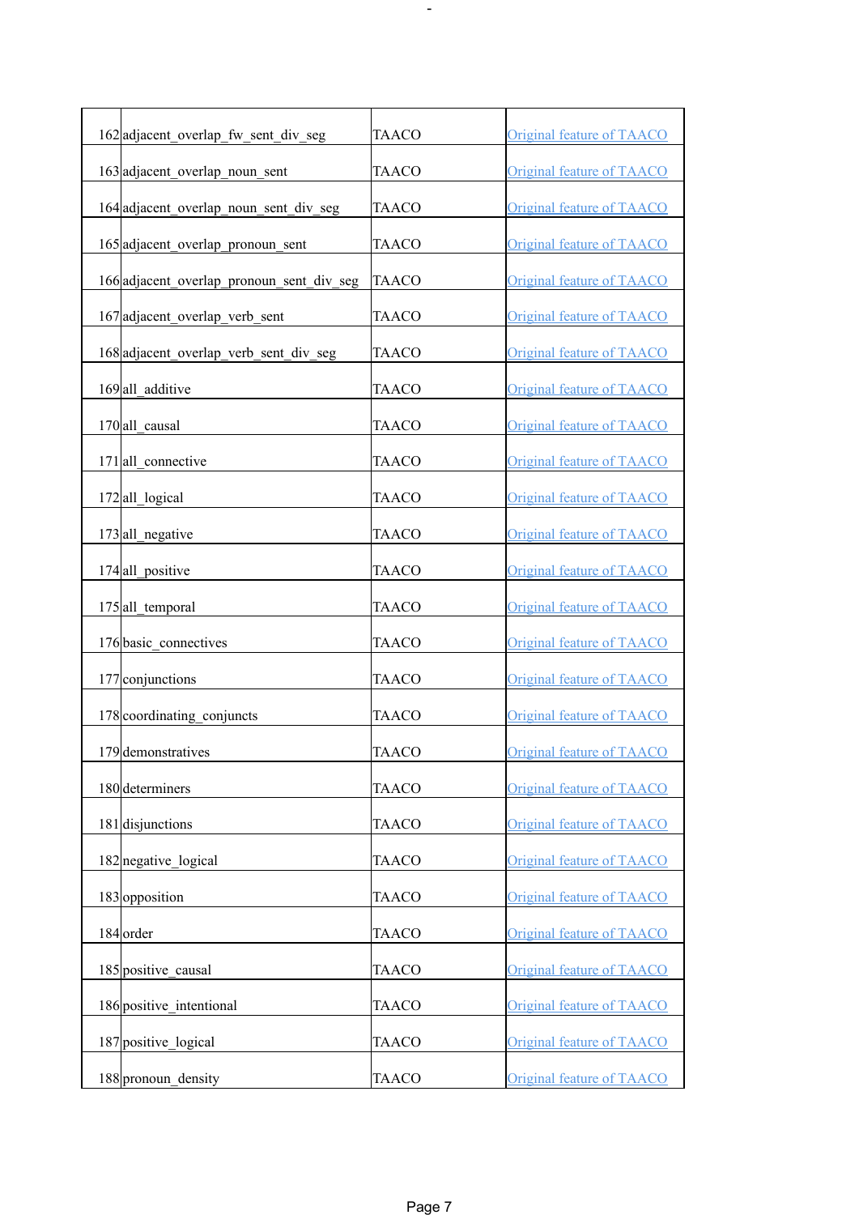| | | | |
|---|---|---|---|
| 162 | adjacent_overlap_fw_sent_div_seg | TAACO | Original feature of TAACO |
| 163 | adjacent_overlap_noun_sent | TAACO | Original feature of TAACO |
| 164 | adjacent_overlap_noun_sent_div_seg | TAACO | Original feature of TAACO |
| 165 | adjacent_overlap_pronoun_sent | TAACO | Original feature of TAACO |
| 166 | adjacent_overlap_pronoun_sent_div_seg | TAACO | Original feature of TAACO |
| 167 | adjacent_overlap_verb_sent | TAACO | Original feature of TAACO |
| 168 | adjacent_overlap_verb_sent_div_seg | TAACO | Original feature of TAACO |
| 169 | all_additive | TAACO | Original feature of TAACO |
| 170 | all_causal | TAACO | Original feature of TAACO |
| 171 | all_connective | TAACO | Original feature of TAACO |
| 172 | all_logical | TAACO | Original feature of TAACO |
| 173 | all_negative | TAACO | Original feature of TAACO |
| 174 | all_positive | TAACO | Original feature of TAACO |
| 175 | all_temporal | TAACO | Original feature of TAACO |
| 176 | basic_connectives | TAACO | Original feature of TAACO |
| 177 | conjunctions | TAACO | Original feature of TAACO |
| 178 | coordinating_conjuncts | TAACO | Original feature of TAACO |
| 179 | demonstratives | TAACO | Original feature of TAACO |
| 180 | determiners | TAACO | Original feature of TAACO |
| 181 | disjunctions | TAACO | Original feature of TAACO |
| 182 | negative_logical | TAACO | Original feature of TAACO |
| 183 | opposition | TAACO | Original feature of TAACO |
| 184 | order | TAACO | Original feature of TAACO |
| 185 | positive_causal | TAACO | Original feature of TAACO |
| 186 | positive_intentional | TAACO | Original feature of TAACO |
| 187 | positive_logical | TAACO | Original feature of TAACO |
| 188 | pronoun_density | TAACO | Original feature of TAACO |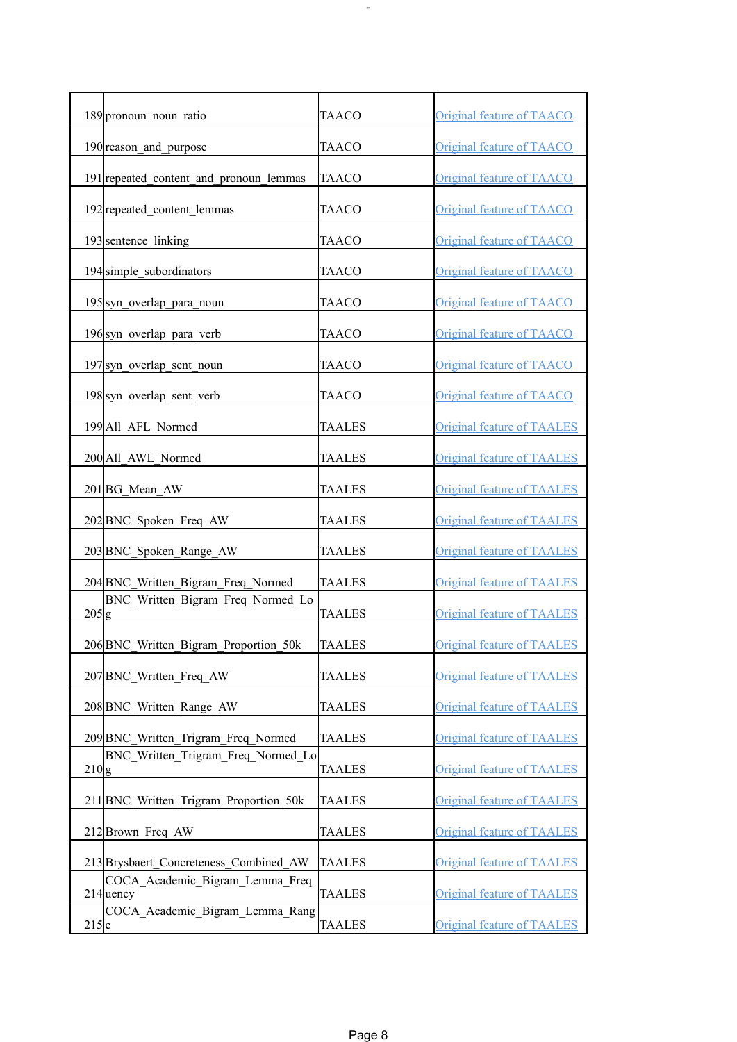| 189 | pronoun_noun_ratio | TAACO | Original feature of TAACO |
|---|---|---|---|
| 190 | reason_and_purpose | TAACO | Original feature of TAACO |
| 191 | repeated_content_and_pronoun_lemmas | TAACO | Original feature of TAACO |
| 192 | repeated_content_lemmas | TAACO | Original feature of TAACO |
| 193 | sentence_linking | TAACO | Original feature of TAACO |
| 194 | simple_subordinators | TAACO | Original feature of TAACO |
| 195 | syn_overlap_para_noun | TAACO | Original feature of TAACO |
| 196 | syn_overlap_para_verb | TAACO | Original feature of TAACO |
| 197 | syn_overlap_sent_noun | TAACO | Original feature of TAACO |
| 198 | syn_overlap_sent_verb | TAACO | Original feature of TAACO |
| 199 | All_AFL_Normed | TAALES | Original feature of TAALES |
| 200 | All_AWL_Normed | TAALES | Original feature of TAALES |
| 201 | BG_Mean_AW | TAALES | Original feature of TAALES |
| 202 | BNC_Spoken_Freq_AW | TAALES | Original feature of TAALES |
| 203 | BNC_Spoken_Range_AW | TAALES | Original feature of TAALES |
| 204 | BNC_Written_Bigram_Freq_Normed | TAALES | Original feature of TAALES |
| 205 | BNC_Written_Bigram_Freq_Normed_Log | TAALES | Original feature of TAALES |
| 206 | BNC_Written_Bigram_Proportion_50k | TAALES | Original feature of TAALES |
| 207 | BNC_Written_Freq_AW | TAALES | Original feature of TAALES |
| 208 | BNC_Written_Range_AW | TAALES | Original feature of TAALES |
| 209 | BNC_Written_Trigram_Freq_Normed | TAALES | Original feature of TAALES |
| 210 | BNC_Written_Trigram_Freq_Normed_Log | TAALES | Original feature of TAALES |
| 211 | BNC_Written_Trigram_Proportion_50k | TAALES | Original feature of TAALES |
| 212 | Brown_Freq_AW | TAALES | Original feature of TAALES |
| 213 | Brysbaert_Concreteness_Combined_AW | TAALES | Original feature of TAALES |
| 214 | COCA_Academic_Bigram_Lemma_Frequency | TAALES | Original feature of TAALES |
| 215 | COCA_Academic_Bigram_Lemma_Range | TAALES | Original feature of TAALES |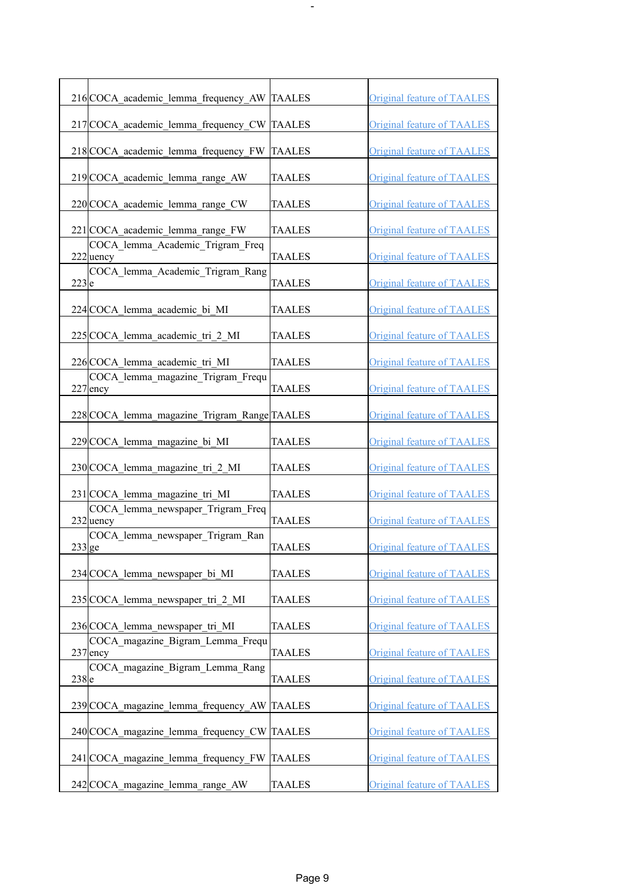| | | | |
|---|---|---|---|
| 216 | COCA_academic_lemma_frequency_AW | TAALES | Original feature of TAALES |
| 217 | COCA_academic_lemma_frequency_CW | TAALES | Original feature of TAALES |
| 218 | COCA_academic_lemma_frequency_FW | TAALES | Original feature of TAALES |
| 219 | COCA_academic_lemma_range_AW | TAALES | Original feature of TAALES |
| 220 | COCA_academic_lemma_range_CW | TAALES | Original feature of TAALES |
| 221 | COCA_academic_lemma_range_FW | TAALES | Original feature of TAALES |
| 222 | COCA_lemma_Academic_Trigram_Frequency | TAALES | Original feature of TAALES |
| 223 | COCA_lemma_Academic_Trigram_Range | TAALES | Original feature of TAALES |
| 224 | COCA_lemma_academic_bi_MI | TAALES | Original feature of TAALES |
| 225 | COCA_lemma_academic_tri_2_MI | TAALES | Original feature of TAALES |
| 226 | COCA_lemma_academic_tri_MI | TAALES | Original feature of TAALES |
| 227 | COCA_lemma_magazine_Trigram_Frequency | TAALES | Original feature of TAALES |
| 228 | COCA_lemma_magazine_Trigram_Range | TAALES | Original feature of TAALES |
| 229 | COCA_lemma_magazine_bi_MI | TAALES | Original feature of TAALES |
| 230 | COCA_lemma_magazine_tri_2_MI | TAALES | Original feature of TAALES |
| 231 | COCA_lemma_magazine_tri_MI | TAALES | Original feature of TAALES |
| 232 | COCA_lemma_newspaper_Trigram_Frequency | TAALES | Original feature of TAALES |
| 233 | COCA_lemma_newspaper_Trigram_Range | TAALES | Original feature of TAALES |
| 234 | COCA_lemma_newspaper_bi_MI | TAALES | Original feature of TAALES |
| 235 | COCA_lemma_newspaper_tri_2_MI | TAALES | Original feature of TAALES |
| 236 | COCA_lemma_newspaper_tri_MI | TAALES | Original feature of TAALES |
| 237 | COCA_magazine_Bigram_Lemma_Frequency | TAALES | Original feature of TAALES |
| 238 | COCA_magazine_Bigram_Lemma_Range | TAALES | Original feature of TAALES |
| 239 | COCA_magazine_lemma_frequency_AW | TAALES | Original feature of TAALES |
| 240 | COCA_magazine_lemma_frequency_CW | TAALES | Original feature of TAALES |
| 241 | COCA_magazine_lemma_frequency_FW | TAALES | Original feature of TAALES |
| 242 | COCA_magazine_lemma_range_AW | TAALES | Original feature of TAALES |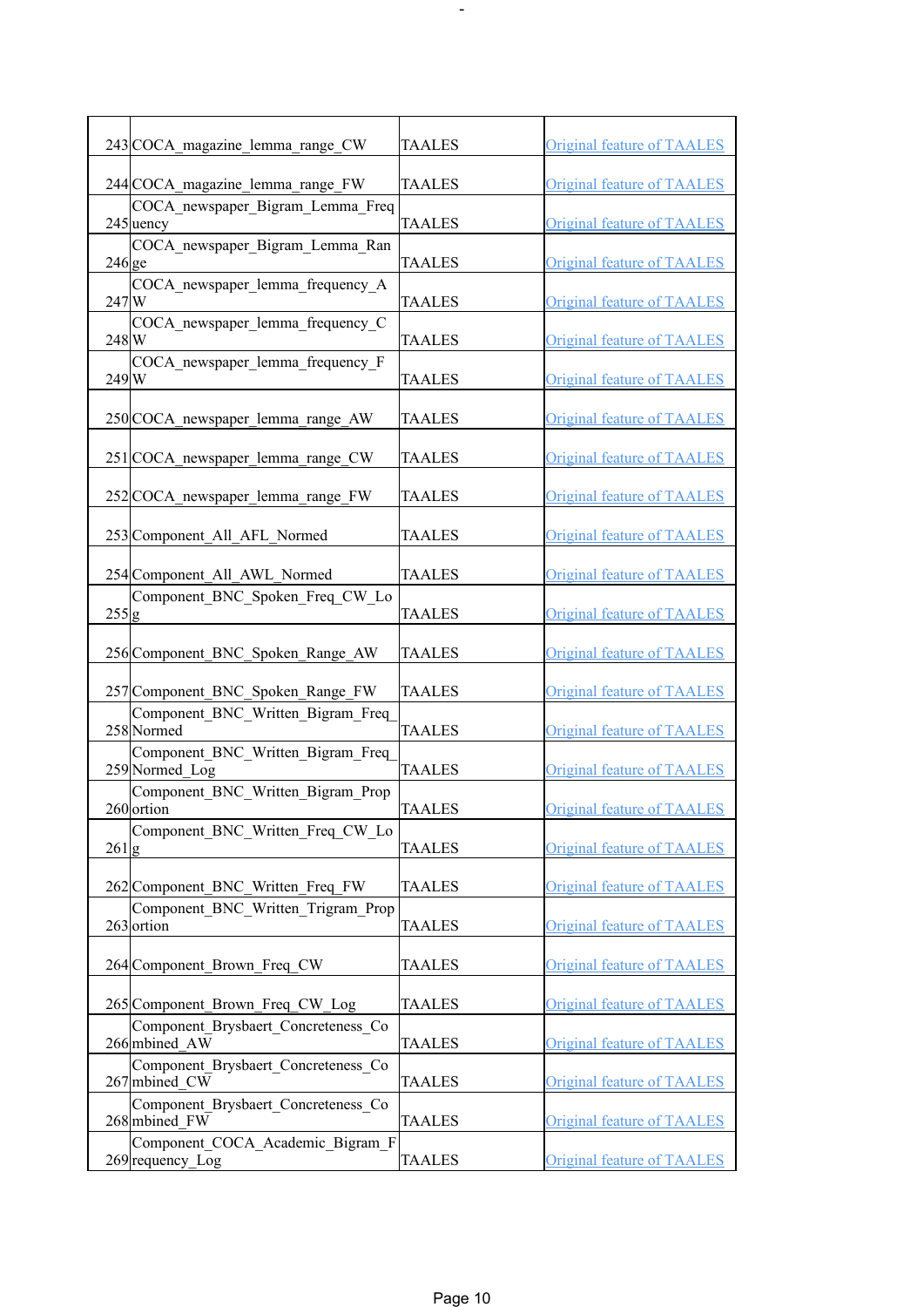| 243 | COCA_magazine_lemma_range_CW | TAALES | Original feature of TAALES |
|---|---|---|---|
| 244 | COCA_magazine_lemma_range_FW | TAALES | Original feature of TAALES |
| 245 | COCA_newspaper_Bigram_Lemma_Frequency | TAALES | Original feature of TAALES |
| 246 | COCA_newspaper_Bigram_Lemma_Range | TAALES | Original feature of TAALES |
| 247 | COCA_newspaper_lemma_frequency_AW | TAALES | Original feature of TAALES |
| 248 | COCA_newspaper_lemma_frequency_CW | TAALES | Original feature of TAALES |
| 249 | COCA_newspaper_lemma_frequency_FW | TAALES | Original feature of TAALES |
| 250 | COCA_newspaper_lemma_range_AW | TAALES | Original feature of TAALES |
| 251 | COCA_newspaper_lemma_range_CW | TAALES | Original feature of TAALES |
| 252 | COCA_newspaper_lemma_range_FW | TAALES | Original feature of TAALES |
| 253 | Component_All_AFL_Normed | TAALES | Original feature of TAALES |
| 254 | Component_All_AWL_Normed | TAALES | Original feature of TAALES |
| 255 | Component_BNC_Spoken_Freq_CW_Log | TAALES | Original feature of TAALES |
| 256 | Component_BNC_Spoken_Range_AW | TAALES | Original feature of TAALES |
| 257 | Component_BNC_Spoken_Range_FW | TAALES | Original feature of TAALES |
| 258 | Component_BNC_Written_Bigram_Freq_Normed | TAALES | Original feature of TAALES |
| 259 | Component_BNC_Written_Bigram_Freq_Normed_Log | TAALES | Original feature of TAALES |
| 260 | Component_BNC_Written_Bigram_Proportion | TAALES | Original feature of TAALES |
| 261 | Component_BNC_Written_Freq_CW_Log | TAALES | Original feature of TAALES |
| 262 | Component_BNC_Written_Freq_FW | TAALES | Original feature of TAALES |
| 263 | Component_BNC_Written_Trigram_Proportion | TAALES | Original feature of TAALES |
| 264 | Component_Brown_Freq_CW | TAALES | Original feature of TAALES |
| 265 | Component_Brown_Freq_CW_Log | TAALES | Original feature of TAALES |
| 266 | Component_Brysbaert_Concreteness_Combined_AW | TAALES | Original feature of TAALES |
| 267 | Component_Brysbaert_Concreteness_Combined_CW | TAALES | Original feature of TAALES |
| 268 | Component_Brysbaert_Concreteness_Combined_FW | TAALES | Original feature of TAALES |
| 269 | Component_COCA_Academic_Bigram_Frequency_Log | TAALES | Original feature of TAALES |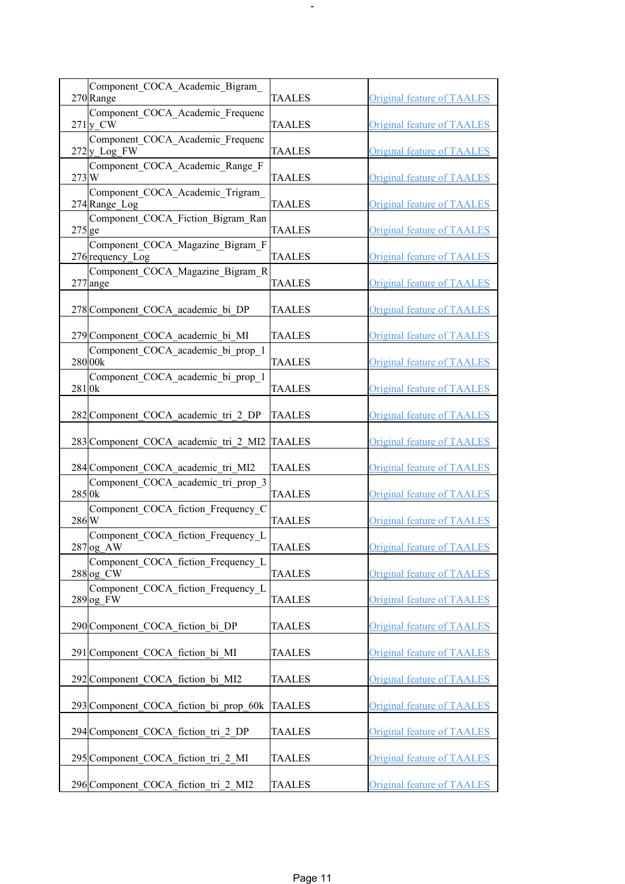| | | | |
|---|---|---|---|
| 270 | Component_COCA_Academic_Bigram_Range | TAALES | Original feature of TAALES |
| 271 | Component_COCA_Academic_Frequency_CW | TAALES | Original feature of TAALES |
| 272 | Component_COCA_Academic_Frequency_Log_FW | TAALES | Original feature of TAALES |
| 273 | Component_COCA_Academic_Range_FW | TAALES | Original feature of TAALES |
| 274 | Component_COCA_Academic_Trigram_Range_Log | TAALES | Original feature of TAALES |
| 275 | Component_COCA_Fiction_Bigram_Range | TAALES | Original feature of TAALES |
| 276 | Component_COCA_Magazine_Bigram_Frequency_Log | TAALES | Original feature of TAALES |
| 277 | Component_COCA_Magazine_Bigram_Range | TAALES | Original feature of TAALES |
| 278 | Component_COCA_academic_bi_DP | TAALES | Original feature of TAALES |
| 279 | Component_COCA_academic_bi_MI | TAALES | Original feature of TAALES |
| 280 | Component_COCA_academic_bi_prop_100k | TAALES | Original feature of TAALES |
| 281 | Component_COCA_academic_bi_prop_10k | TAALES | Original feature of TAALES |
| 282 | Component_COCA_academic_tri_2_DP | TAALES | Original feature of TAALES |
| 283 | Component_COCA_academic_tri_2_MI2 | TAALES | Original feature of TAALES |
| 284 | Component_COCA_academic_tri_MI2 | TAALES | Original feature of TAALES |
| 285 | Component_COCA_academic_tri_prop_30k | TAALES | Original feature of TAALES |
| 286 | Component_COCA_fiction_Frequency_CW | TAALES | Original feature of TAALES |
| 287 | Component_COCA_fiction_Frequency_Log_AW | TAALES | Original feature of TAALES |
| 288 | Component_COCA_fiction_Frequency_Log_CW | TAALES | Original feature of TAALES |
| 289 | Component_COCA_fiction_Frequency_Log_FW | TAALES | Original feature of TAALES |
| 290 | Component_COCA_fiction_bi_DP | TAALES | Original feature of TAALES |
| 291 | Component_COCA_fiction_bi_MI | TAALES | Original feature of TAALES |
| 292 | Component_COCA_fiction_bi_MI2 | TAALES | Original feature of TAALES |
| 293 | Component_COCA_fiction_bi_prop_60k | TAALES | Original feature of TAALES |
| 294 | Component_COCA_fiction_tri_2_DP | TAALES | Original feature of TAALES |
| 295 | Component_COCA_fiction_tri_2_MI | TAALES | Original feature of TAALES |
| 296 | Component_COCA_fiction_tri_2_MI2 | TAALES | Original feature of TAALES |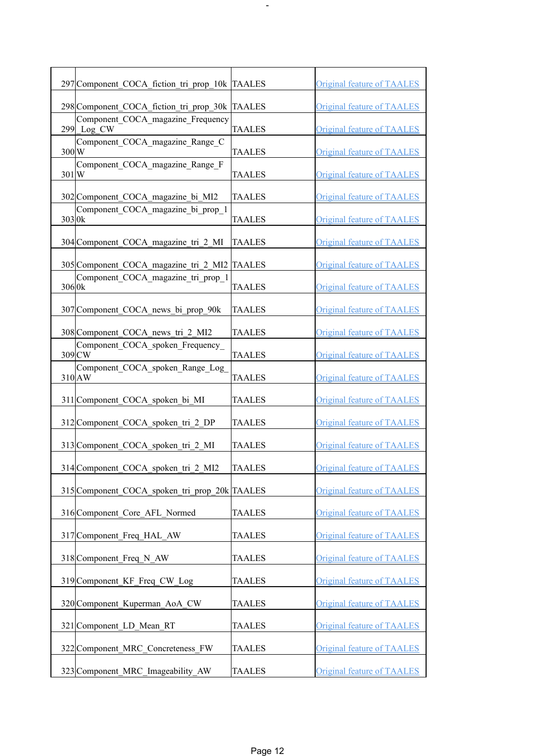| | | | |
|---|---|---|---|
| 297 | Component_COCA_fiction_tri_prop_10k | TAALES | Original feature of TAALES |
| 298 | Component_COCA_fiction_tri_prop_30k | TAALES | Original feature of TAALES |
| 299 | Component_COCA_magazine_Frequency_Log_CW | TAALES | Original feature of TAALES |
| 300 | Component_COCA_magazine_Range_CW | TAALES | Original feature of TAALES |
| 301 | Component_COCA_magazine_Range_FW | TAALES | Original feature of TAALES |
| 302 | Component_COCA_magazine_bi_MI2 | TAALES | Original feature of TAALES |
| 303 | Component_COCA_magazine_bi_prop_10k | TAALES | Original feature of TAALES |
| 304 | Component_COCA_magazine_tri_2_MI | TAALES | Original feature of TAALES |
| 305 | Component_COCA_magazine_tri_2_MI2 | TAALES | Original feature of TAALES |
| 306 | Component_COCA_magazine_tri_prop_10k | TAALES | Original feature of TAALES |
| 307 | Component_COCA_news_bi_prop_90k | TAALES | Original feature of TAALES |
| 308 | Component_COCA_news_tri_2_MI2 | TAALES | Original feature of TAALES |
| 309 | Component_COCA_spoken_Frequency_CW | TAALES | Original feature of TAALES |
| 310 | Component_COCA_spoken_Range_Log_AW | TAALES | Original feature of TAALES |
| 311 | Component_COCA_spoken_bi_MI | TAALES | Original feature of TAALES |
| 312 | Component_COCA_spoken_tri_2_DP | TAALES | Original feature of TAALES |
| 313 | Component_COCA_spoken_tri_2_MI | TAALES | Original feature of TAALES |
| 314 | Component_COCA_spoken_tri_2_MI2 | TAALES | Original feature of TAALES |
| 315 | Component_COCA_spoken_tri_prop_20k | TAALES | Original feature of TAALES |
| 316 | Component_Core_AFL_Normed | TAALES | Original feature of TAALES |
| 317 | Component_Freq_HAL_AW | TAALES | Original feature of TAALES |
| 318 | Component_Freq_N_AW | TAALES | Original feature of TAALES |
| 319 | Component_KF_Freq_CW_Log | TAALES | Original feature of TAALES |
| 320 | Component_Kuperman_AoA_CW | TAALES | Original feature of TAALES |
| 321 | Component_LD_Mean_RT | TAALES | Original feature of TAALES |
| 322 | Component_MRC_Concreteness_FW | TAALES | Original feature of TAALES |
| 323 | Component_MRC_Imageability_AW | TAALES | Original feature of TAALES |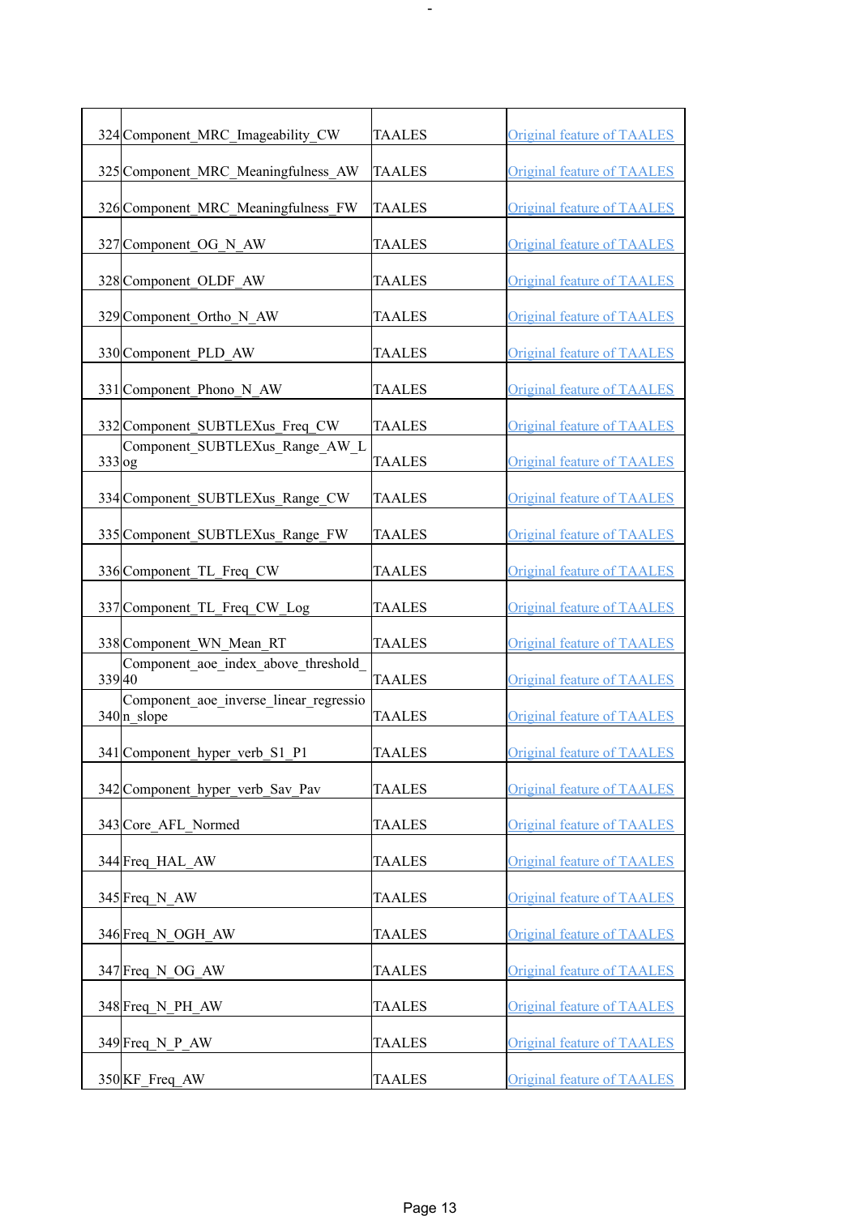| | | | |
|---|---|---|---|
| 324 | Component_MRC_Imageability_CW | TAALES | Original feature of TAALES |
| 325 | Component_MRC_Meaningfulness_AW | TAALES | Original feature of TAALES |
| 326 | Component_MRC_Meaningfulness_FW | TAALES | Original feature of TAALES |
| 327 | Component_OG_N_AW | TAALES | Original feature of TAALES |
| 328 | Component_OLDF_AW | TAALES | Original feature of TAALES |
| 329 | Component_Ortho_N_AW | TAALES | Original feature of TAALES |
| 330 | Component_PLD_AW | TAALES | Original feature of TAALES |
| 331 | Component_Phono_N_AW | TAALES | Original feature of TAALES |
| 332 | Component_SUBTLEXus_Freq_CW | TAALES | Original feature of TAALES |
| 333 | Component_SUBTLEXus_Range_AW_Log | TAALES | Original feature of TAALES |
| 334 | Component_SUBTLEXus_Range_CW | TAALES | Original feature of TAALES |
| 335 | Component_SUBTLEXus_Range_FW | TAALES | Original feature of TAALES |
| 336 | Component_TL_Freq_CW | TAALES | Original feature of TAALES |
| 337 | Component_TL_Freq_CW_Log | TAALES | Original feature of TAALES |
| 338 | Component_WN_Mean_RT | TAALES | Original feature of TAALES |
| 339 | Component_aoe_index_above_threshold_40 | TAALES | Original feature of TAALES |
| 340 | Component_aoe_inverse_linear_regression_slope | TAALES | Original feature of TAALES |
| 341 | Component_hyper_verb_S1_P1 | TAALES | Original feature of TAALES |
| 342 | Component_hyper_verb_Sav_Pav | TAALES | Original feature of TAALES |
| 343 | Core_AFL_Normed | TAALES | Original feature of TAALES |
| 344 | Freq_HAL_AW | TAALES | Original feature of TAALES |
| 345 | Freq_N_AW | TAALES | Original feature of TAALES |
| 346 | Freq_N_OGH_AW | TAALES | Original feature of TAALES |
| 347 | Freq_N_OG_AW | TAALES | Original feature of TAALES |
| 348 | Freq_N_PH_AW | TAALES | Original feature of TAALES |
| 349 | Freq_N_P_AW | TAALES | Original feature of TAALES |
| 350 | KF_Freq_AW | TAALES | Original feature of TAALES |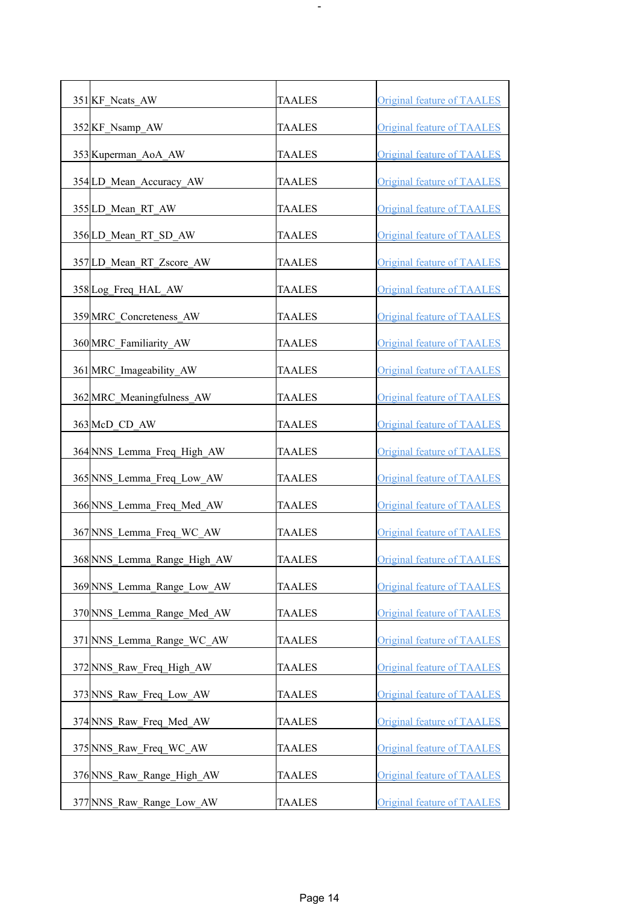| | | | |
|---|---|---|---|
| 351 | KF_Ncats_AW | TAALES | Original feature of TAALES |
| 352 | KF_Nsamp_AW | TAALES | Original feature of TAALES |
| 353 | Kuperman_AoA_AW | TAALES | Original feature of TAALES |
| 354 | LD_Mean_Accuracy_AW | TAALES | Original feature of TAALES |
| 355 | LD_Mean_RT_AW | TAALES | Original feature of TAALES |
| 356 | LD_Mean_RT_SD_AW | TAALES | Original feature of TAALES |
| 357 | LD_Mean_RT_Zscore_AW | TAALES | Original feature of TAALES |
| 358 | Log_Freq_HAL_AW | TAALES | Original feature of TAALES |
| 359 | MRC_Concreteness_AW | TAALES | Original feature of TAALES |
| 360 | MRC_Familiarity_AW | TAALES | Original feature of TAALES |
| 361 | MRC_Imageability_AW | TAALES | Original feature of TAALES |
| 362 | MRC_Meaningfulness_AW | TAALES | Original feature of TAALES |
| 363 | McD_CD_AW | TAALES | Original feature of TAALES |
| 364 | NNS_Lemma_Freq_High_AW | TAALES | Original feature of TAALES |
| 365 | NNS_Lemma_Freq_Low_AW | TAALES | Original feature of TAALES |
| 366 | NNS_Lemma_Freq_Med_AW | TAALES | Original feature of TAALES |
| 367 | NNS_Lemma_Freq_WC_AW | TAALES | Original feature of TAALES |
| 368 | NNS_Lemma_Range_High_AW | TAALES | Original feature of TAALES |
| 369 | NNS_Lemma_Range_Low_AW | TAALES | Original feature of TAALES |
| 370 | NNS_Lemma_Range_Med_AW | TAALES | Original feature of TAALES |
| 371 | NNS_Lemma_Range_WC_AW | TAALES | Original feature of TAALES |
| 372 | NNS_Raw_Freq_High_AW | TAALES | Original feature of TAALES |
| 373 | NNS_Raw_Freq_Low_AW | TAALES | Original feature of TAALES |
| 374 | NNS_Raw_Freq_Med_AW | TAALES | Original feature of TAALES |
| 375 | NNS_Raw_Freq_WC_AW | TAALES | Original feature of TAALES |
| 376 | NNS_Raw_Range_High_AW | TAALES | Original feature of TAALES |
| 377 | NNS_Raw_Range_Low_AW | TAALES | Original feature of TAALES |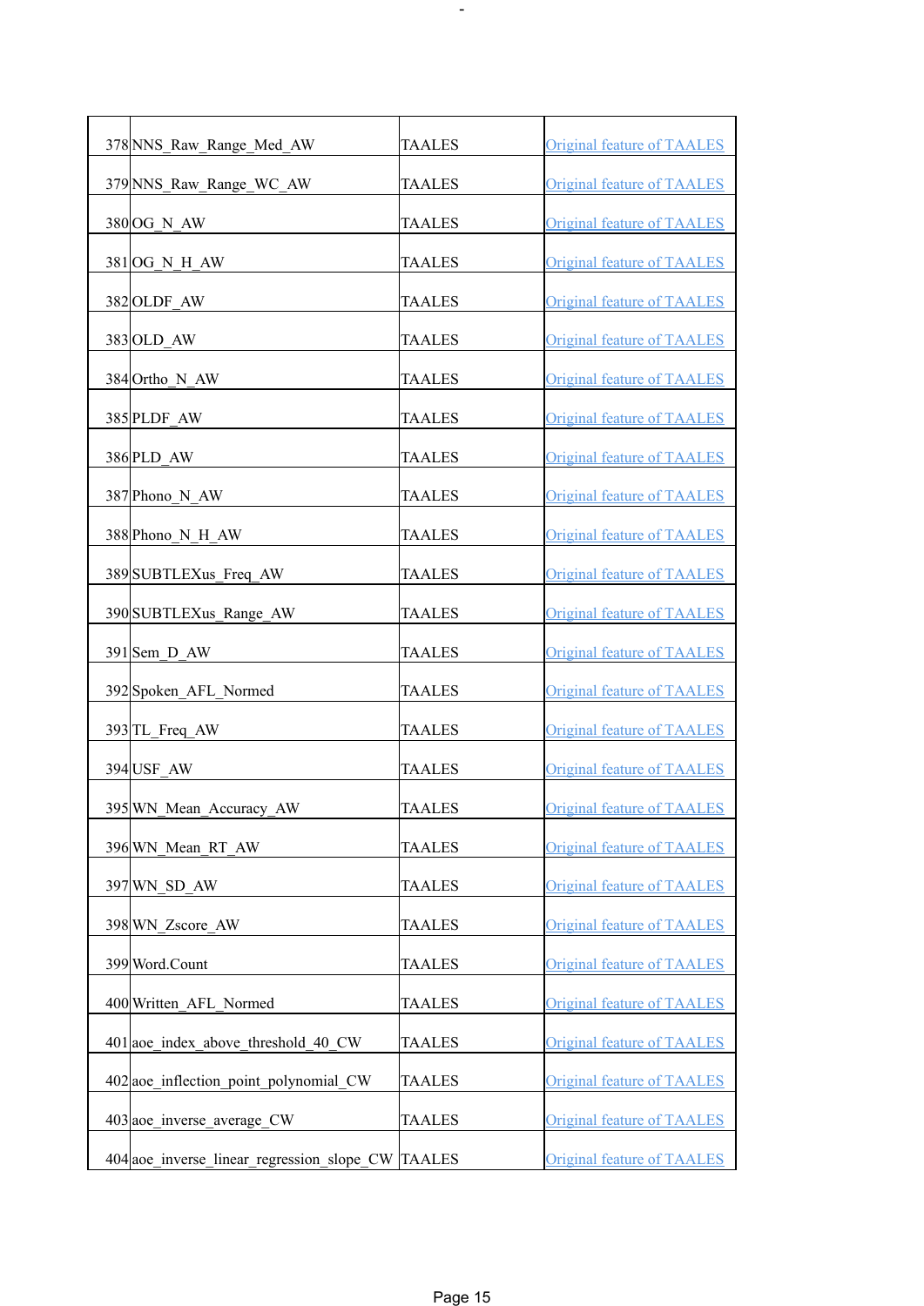| | | | |
|---|---|---|---|
| 378 | NNS_Raw_Range_Med_AW | TAALES | Original feature of TAALES |
| 379 | NNS_Raw_Range_WC_AW | TAALES | Original feature of TAALES |
| 380 | OG_N_AW | TAALES | Original feature of TAALES |
| 381 | OG_N_H_AW | TAALES | Original feature of TAALES |
| 382 | OLDF_AW | TAALES | Original feature of TAALES |
| 383 | OLD_AW | TAALES | Original feature of TAALES |
| 384 | Ortho_N_AW | TAALES | Original feature of TAALES |
| 385 | PLDF_AW | TAALES | Original feature of TAALES |
| 386 | PLD_AW | TAALES | Original feature of TAALES |
| 387 | Phono_N_AW | TAALES | Original feature of TAALES |
| 388 | Phono_N_H_AW | TAALES | Original feature of TAALES |
| 389 | SUBTLEXus_Freq_AW | TAALES | Original feature of TAALES |
| 390 | SUBTLEXus_Range_AW | TAALES | Original feature of TAALES |
| 391 | Sem_D_AW | TAALES | Original feature of TAALES |
| 392 | Spoken_AFL_Normed | TAALES | Original feature of TAALES |
| 393 | TL_Freq_AW | TAALES | Original feature of TAALES |
| 394 | USF_AW | TAALES | Original feature of TAALES |
| 395 | WN_Mean_Accuracy_AW | TAALES | Original feature of TAALES |
| 396 | WN_Mean_RT_AW | TAALES | Original feature of TAALES |
| 397 | WN_SD_AW | TAALES | Original feature of TAALES |
| 398 | WN_Zscore_AW | TAALES | Original feature of TAALES |
| 399 | Word.Count | TAALES | Original feature of TAALES |
| 400 | Written_AFL_Normed | TAALES | Original feature of TAALES |
| 401 | aoe_index_above_threshold_40_CW | TAALES | Original feature of TAALES |
| 402 | aoe_inflection_point_polynomial_CW | TAALES | Original feature of TAALES |
| 403 | aoe_inverse_average_CW | TAALES | Original feature of TAALES |
| 404 | aoe_inverse_linear_regression_slope_CW | TAALES | Original feature of TAALES |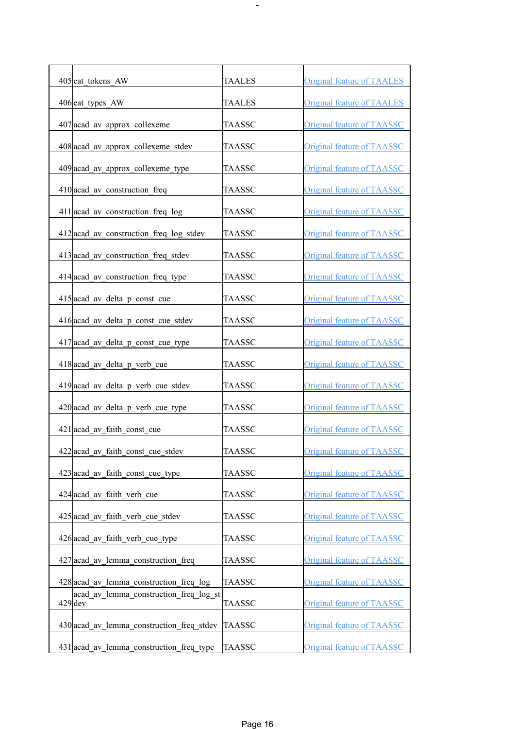| | | | |
|---|---|---|---|
| 405 | eat_tokens_AW | TAALES | Original feature of TAALES |
| 406 | eat_types_AW | TAALES | Original feature of TAALES |
| 407 | acad_av_approx_collexeme | TAASSC | Original feature of TAASSC |
| 408 | acad_av_approx_collexeme_stdev | TAASSC | Original feature of TAASSC |
| 409 | acad_av_approx_collexeme_type | TAASSC | Original feature of TAASSC |
| 410 | acad_av_construction_freq | TAASSC | Original feature of TAASSC |
| 411 | acad_av_construction_freq_log | TAASSC | Original feature of TAASSC |
| 412 | acad_av_construction_freq_log_stdev | TAASSC | Original feature of TAASSC |
| 413 | acad_av_construction_freq_stdev | TAASSC | Original feature of TAASSC |
| 414 | acad_av_construction_freq_type | TAASSC | Original feature of TAASSC |
| 415 | acad_av_delta_p_const_cue | TAASSC | Original feature of TAASSC |
| 416 | acad_av_delta_p_const_cue_stdev | TAASSC | Original feature of TAASSC |
| 417 | acad_av_delta_p_const_cue_type | TAASSC | Original feature of TAASSC |
| 418 | acad_av_delta_p_verb_cue | TAASSC | Original feature of TAASSC |
| 419 | acad_av_delta_p_verb_cue_stdev | TAASSC | Original feature of TAASSC |
| 420 | acad_av_delta_p_verb_cue_type | TAASSC | Original feature of TAASSC |
| 421 | acad_av_faith_const_cue | TAASSC | Original feature of TAASSC |
| 422 | acad_av_faith_const_cue_stdev | TAASSC | Original feature of TAASSC |
| 423 | acad_av_faith_const_cue_type | TAASSC | Original feature of TAASSC |
| 424 | acad_av_faith_verb_cue | TAASSC | Original feature of TAASSC |
| 425 | acad_av_faith_verb_cue_stdev | TAASSC | Original feature of TAASSC |
| 426 | acad_av_faith_verb_cue_type | TAASSC | Original feature of TAASSC |
| 427 | acad_av_lemma_construction_freq | TAASSC | Original feature of TAASSC |
| 428 | acad_av_lemma_construction_freq_log | TAASSC | Original feature of TAASSC |
| 429 | acad_av_lemma_construction_freq_log_stdev | TAASSC | Original feature of TAASSC |
| 430 | acad_av_lemma_construction_freq_stdev | TAASSC | Original feature of TAASSC |
| 431 | acad_av_lemma_construction_freq_type | TAASSC | Original feature of TAASSC |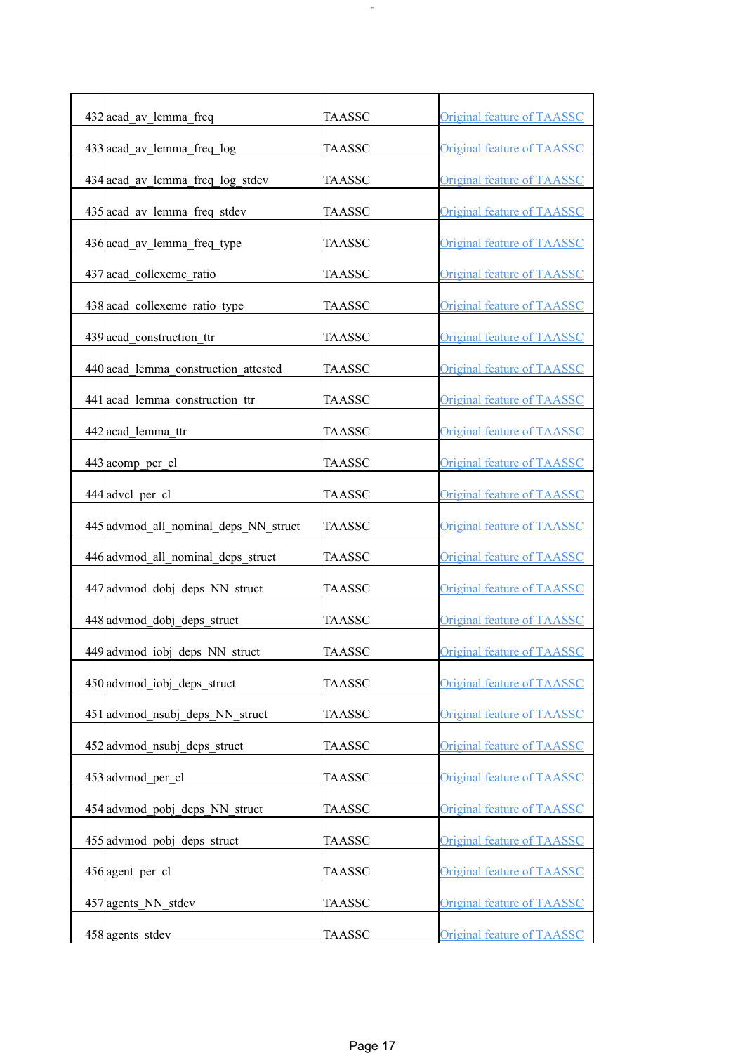| | | | |
|---|---|---|---|
| 432 | acad_av_lemma_freq | TAASSC | Original feature of TAASSC |
| 433 | acad_av_lemma_freq_log | TAASSC | Original feature of TAASSC |
| 434 | acad_av_lemma_freq_log_stdev | TAASSC | Original feature of TAASSC |
| 435 | acad_av_lemma_freq_stdev | TAASSC | Original feature of TAASSC |
| 436 | acad_av_lemma_freq_type | TAASSC | Original feature of TAASSC |
| 437 | acad_collexeme_ratio | TAASSC | Original feature of TAASSC |
| 438 | acad_collexeme_ratio_type | TAASSC | Original feature of TAASSC |
| 439 | acad_construction_ttr | TAASSC | Original feature of TAASSC |
| 440 | acad_lemma_construction_attested | TAASSC | Original feature of TAASSC |
| 441 | acad_lemma_construction_ttr | TAASSC | Original feature of TAASSC |
| 442 | acad_lemma_ttr | TAASSC | Original feature of TAASSC |
| 443 | acomp_per_cl | TAASSC | Original feature of TAASSC |
| 444 | advcl_per_cl | TAASSC | Original feature of TAASSC |
| 445 | advmod_all_nominal_deps_NN_struct | TAASSC | Original feature of TAASSC |
| 446 | advmod_all_nominal_deps_struct | TAASSC | Original feature of TAASSC |
| 447 | advmod_dobj_deps_NN_struct | TAASSC | Original feature of TAASSC |
| 448 | advmod_dobj_deps_struct | TAASSC | Original feature of TAASSC |
| 449 | advmod_iobj_deps_NN_struct | TAASSC | Original feature of TAASSC |
| 450 | advmod_iobj_deps_struct | TAASSC | Original feature of TAASSC |
| 451 | advmod_nsubj_deps_NN_struct | TAASSC | Original feature of TAASSC |
| 452 | advmod_nsubj_deps_struct | TAASSC | Original feature of TAASSC |
| 453 | advmod_per_cl | TAASSC | Original feature of TAASSC |
| 454 | advmod_pobj_deps_NN_struct | TAASSC | Original feature of TAASSC |
| 455 | advmod_pobj_deps_struct | TAASSC | Original feature of TAASSC |
| 456 | agent_per_cl | TAASSC | Original feature of TAASSC |
| 457 | agents_NN_stdev | TAASSC | Original feature of TAASSC |
| 458 | agents_stdev | TAASSC | Original feature of TAASSC |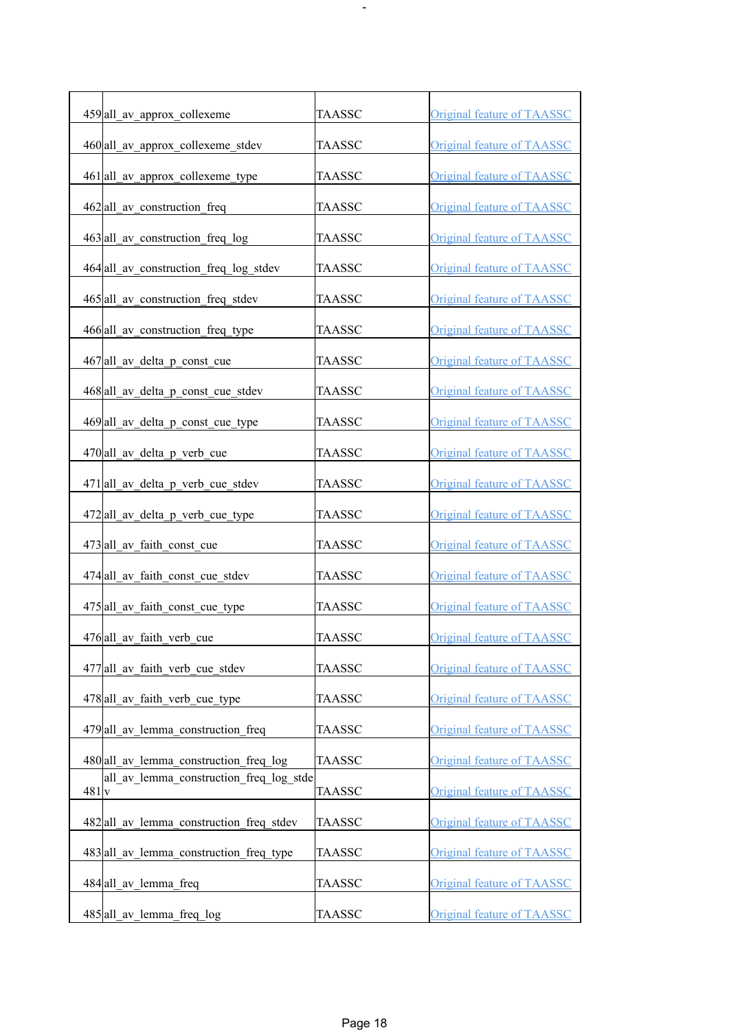| 459 | all_av_approx_collexeme | TAASSC | Original feature of TAASSC |
|---|---|---|---|
| 460 | all_av_approx_collexeme_stdev | TAASSC | Original feature of TAASSC |
| 461 | all_av_approx_collexeme_type | TAASSC | Original feature of TAASSC |
| 462 | all_av_construction_freq | TAASSC | Original feature of TAASSC |
| 463 | all_av_construction_freq_log | TAASSC | Original feature of TAASSC |
| 464 | all_av_construction_freq_log_stdev | TAASSC | Original feature of TAASSC |
| 465 | all_av_construction_freq_stdev | TAASSC | Original feature of TAASSC |
| 466 | all_av_construction_freq_type | TAASSC | Original feature of TAASSC |
| 467 | all_av_delta_p_const_cue | TAASSC | Original feature of TAASSC |
| 468 | all_av_delta_p_const_cue_stdev | TAASSC | Original feature of TAASSC |
| 469 | all_av_delta_p_const_cue_type | TAASSC | Original feature of TAASSC |
| 470 | all_av_delta_p_verb_cue | TAASSC | Original feature of TAASSC |
| 471 | all_av_delta_p_verb_cue_stdev | TAASSC | Original feature of TAASSC |
| 472 | all_av_delta_p_verb_cue_type | TAASSC | Original feature of TAASSC |
| 473 | all_av_faith_const_cue | TAASSC | Original feature of TAASSC |
| 474 | all_av_faith_const_cue_stdev | TAASSC | Original feature of TAASSC |
| 475 | all_av_faith_const_cue_type | TAASSC | Original feature of TAASSC |
| 476 | all_av_faith_verb_cue | TAASSC | Original feature of TAASSC |
| 477 | all_av_faith_verb_cue_stdev | TAASSC | Original feature of TAASSC |
| 478 | all_av_faith_verb_cue_type | TAASSC | Original feature of TAASSC |
| 479 | all_av_lemma_construction_freq | TAASSC | Original feature of TAASSC |
| 480 | all_av_lemma_construction_freq_log | TAASSC | Original feature of TAASSC |
| 481 | all_av_lemma_construction_freq_log_stdev | TAASSC | Original feature of TAASSC |
| 482 | all_av_lemma_construction_freq_stdev | TAASSC | Original feature of TAASSC |
| 483 | all_av_lemma_construction_freq_type | TAASSC | Original feature of TAASSC |
| 484 | all_av_lemma_freq | TAASSC | Original feature of TAASSC |
| 485 | all_av_lemma_freq_log | TAASSC | Original feature of TAASSC |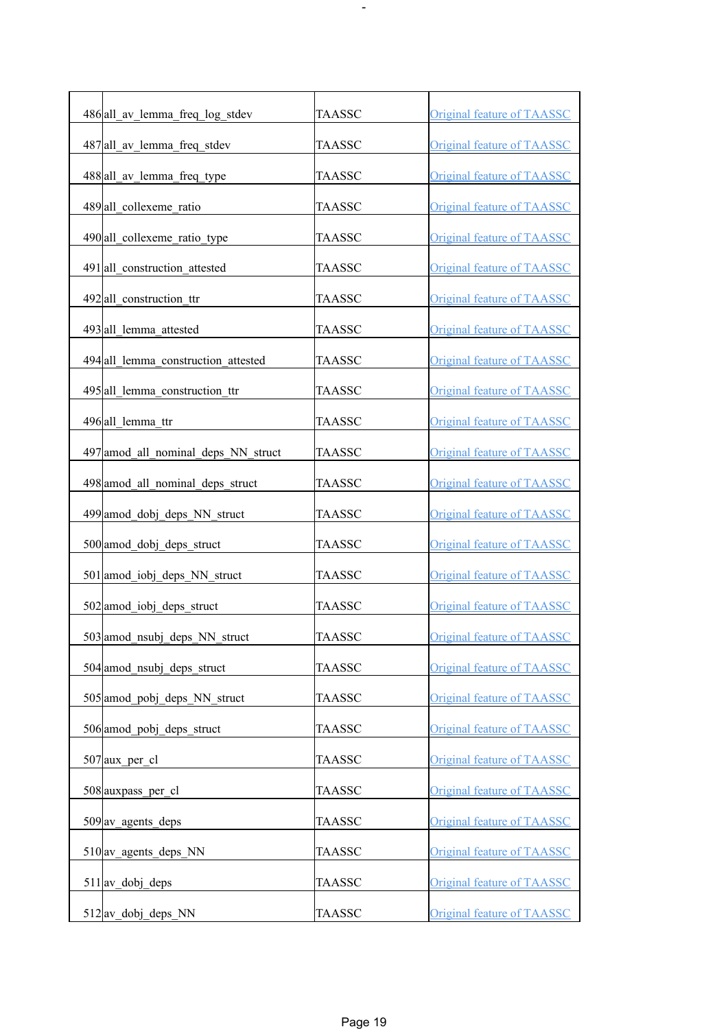| | | | |
|---|---|---|---|
| 486 | all_av_lemma_freq_log_stdev | TAASSC | Original feature of TAASSC |
| 487 | all_av_lemma_freq_stdev | TAASSC | Original feature of TAASSC |
| 488 | all_av_lemma_freq_type | TAASSC | Original feature of TAASSC |
| 489 | all_collexeme_ratio | TAASSC | Original feature of TAASSC |
| 490 | all_collexeme_ratio_type | TAASSC | Original feature of TAASSC |
| 491 | all_construction_attested | TAASSC | Original feature of TAASSC |
| 492 | all_construction_ttr | TAASSC | Original feature of TAASSC |
| 493 | all_lemma_attested | TAASSC | Original feature of TAASSC |
| 494 | all_lemma_construction_attested | TAASSC | Original feature of TAASSC |
| 495 | all_lemma_construction_ttr | TAASSC | Original feature of TAASSC |
| 496 | all_lemma_ttr | TAASSC | Original feature of TAASSC |
| 497 | amod_all_nominal_deps_NN_struct | TAASSC | Original feature of TAASSC |
| 498 | amod_all_nominal_deps_struct | TAASSC | Original feature of TAASSC |
| 499 | amod_dobj_deps_NN_struct | TAASSC | Original feature of TAASSC |
| 500 | amod_dobj_deps_struct | TAASSC | Original feature of TAASSC |
| 501 | amod_iobj_deps_NN_struct | TAASSC | Original feature of TAASSC |
| 502 | amod_iobj_deps_struct | TAASSC | Original feature of TAASSC |
| 503 | amod_nsubj_deps_NN_struct | TAASSC | Original feature of TAASSC |
| 504 | amod_nsubj_deps_struct | TAASSC | Original feature of TAASSC |
| 505 | amod_pobj_deps_NN_struct | TAASSC | Original feature of TAASSC |
| 506 | amod_pobj_deps_struct | TAASSC | Original feature of TAASSC |
| 507 | aux_per_cl | TAASSC | Original feature of TAASSC |
| 508 | auxpass_per_cl | TAASSC | Original feature of TAASSC |
| 509 | av_agents_deps | TAASSC | Original feature of TAASSC |
| 510 | av_agents_deps_NN | TAASSC | Original feature of TAASSC |
| 511 | av_dobj_deps | TAASSC | Original feature of TAASSC |
| 512 | av_dobj_deps_NN | TAASSC | Original feature of TAASSC |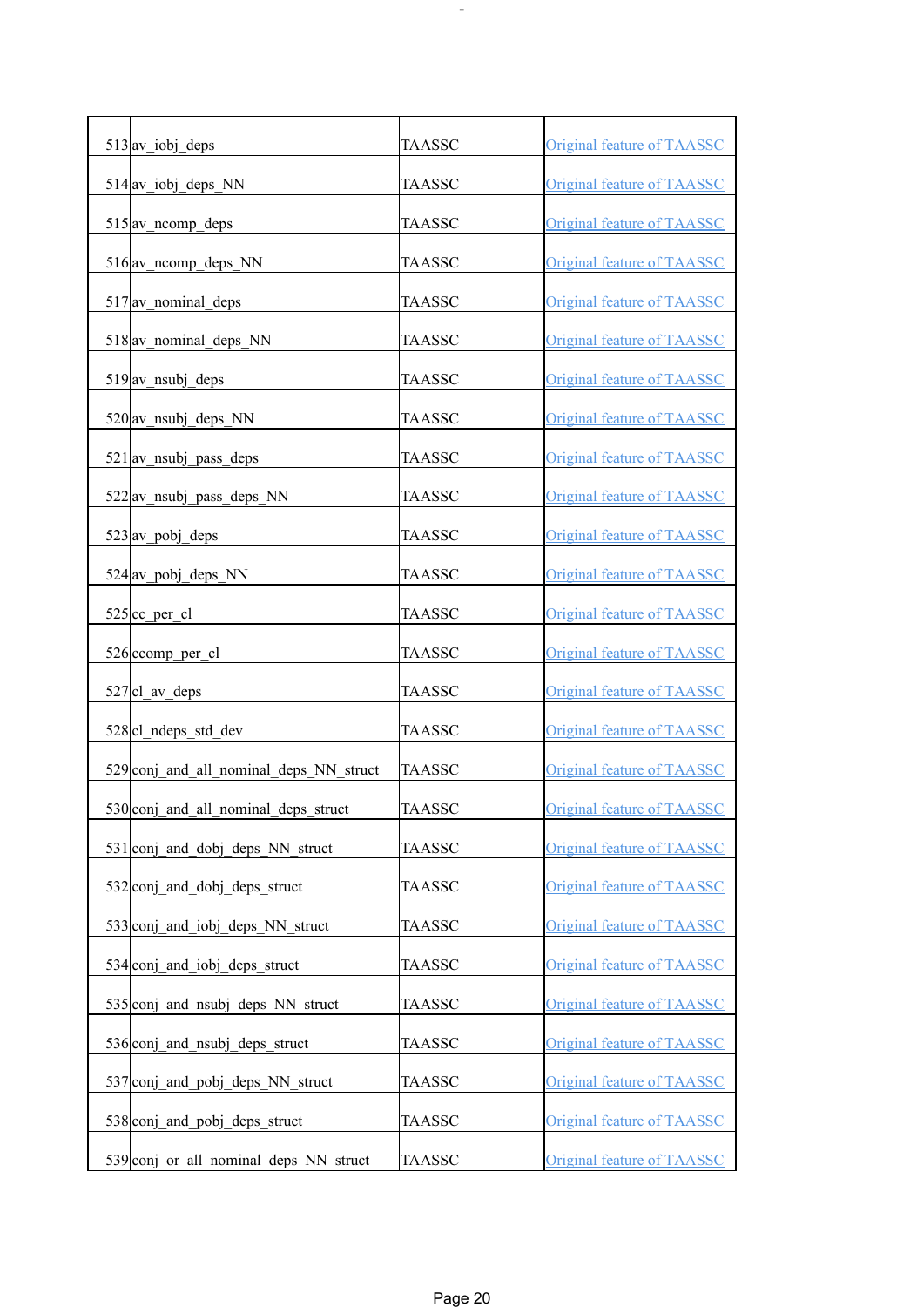| | | | |
|---|---|---|---|
| 513 | av_iobj_deps | TAASSC | Original feature of TAASSC |
| 514 | av_iobj_deps_NN | TAASSC | Original feature of TAASSC |
| 515 | av_ncomp_deps | TAASSC | Original feature of TAASSC |
| 516 | av_ncomp_deps_NN | TAASSC | Original feature of TAASSC |
| 517 | av_nominal_deps | TAASSC | Original feature of TAASSC |
| 518 | av_nominal_deps_NN | TAASSC | Original feature of TAASSC |
| 519 | av_nsubj_deps | TAASSC | Original feature of TAASSC |
| 520 | av_nsubj_deps_NN | TAASSC | Original feature of TAASSC |
| 521 | av_nsubj_pass_deps | TAASSC | Original feature of TAASSC |
| 522 | av_nsubj_pass_deps_NN | TAASSC | Original feature of TAASSC |
| 523 | av_pobj_deps | TAASSC | Original feature of TAASSC |
| 524 | av_pobj_deps_NN | TAASSC | Original feature of TAASSC |
| 525 | cc_per_cl | TAASSC | Original feature of TAASSC |
| 526 | ccomp_per_cl | TAASSC | Original feature of TAASSC |
| 527 | cl_av_deps | TAASSC | Original feature of TAASSC |
| 528 | cl_ndeps_std_dev | TAASSC | Original feature of TAASSC |
| 529 | conj_and_all_nominal_deps_NN_struct | TAASSC | Original feature of TAASSC |
| 530 | conj_and_all_nominal_deps_struct | TAASSC | Original feature of TAASSC |
| 531 | conj_and_dobj_deps_NN_struct | TAASSC | Original feature of TAASSC |
| 532 | conj_and_dobj_deps_struct | TAASSC | Original feature of TAASSC |
| 533 | conj_and_iobj_deps_NN_struct | TAASSC | Original feature of TAASSC |
| 534 | conj_and_iobj_deps_struct | TAASSC | Original feature of TAASSC |
| 535 | conj_and_nsubj_deps_NN_struct | TAASSC | Original feature of TAASSC |
| 536 | conj_and_nsubj_deps_struct | TAASSC | Original feature of TAASSC |
| 537 | conj_and_pobj_deps_NN_struct | TAASSC | Original feature of TAASSC |
| 538 | conj_and_pobj_deps_struct | TAASSC | Original feature of TAASSC |
| 539 | conj_or_all_nominal_deps_NN_struct | TAASSC | Original feature of TAASSC |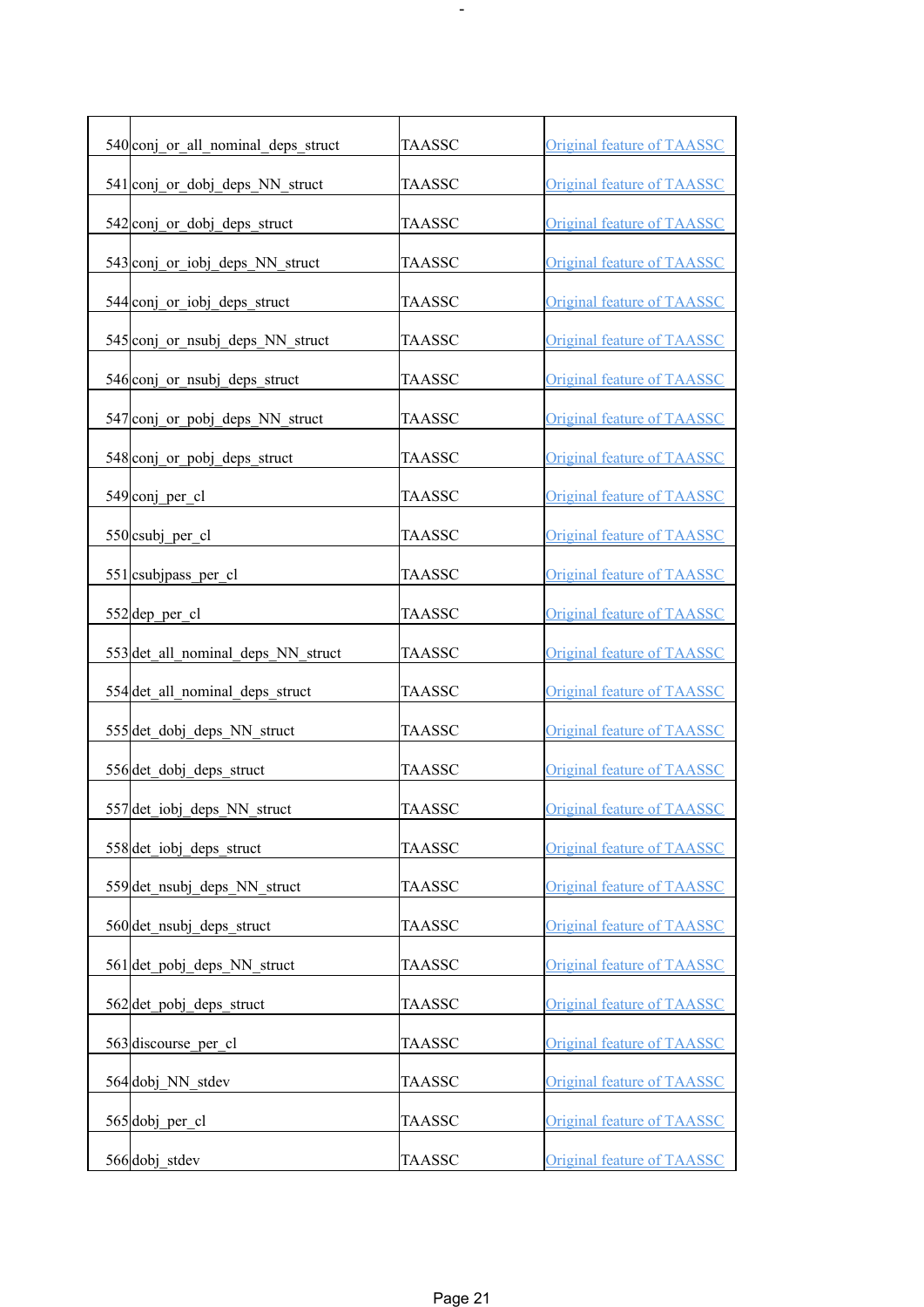| 540 | conj_or_all_nominal_deps_struct | TAASSC | Original feature of TAASSC |
|---|---|---|---|
| 541 | conj_or_dobj_deps_NN_struct | TAASSC | Original feature of TAASSC |
| 542 | conj_or_dobj_deps_struct | TAASSC | Original feature of TAASSC |
| 543 | conj_or_iobj_deps_NN_struct | TAASSC | Original feature of TAASSC |
| 544 | conj_or_iobj_deps_struct | TAASSC | Original feature of TAASSC |
| 545 | conj_or_nsubj_deps_NN_struct | TAASSC | Original feature of TAASSC |
| 546 | conj_or_nsubj_deps_struct | TAASSC | Original feature of TAASSC |
| 547 | conj_or_pobj_deps_NN_struct | TAASSC | Original feature of TAASSC |
| 548 | conj_or_pobj_deps_struct | TAASSC | Original feature of TAASSC |
| 549 | conj_per_cl | TAASSC | Original feature of TAASSC |
| 550 | csubj_per_cl | TAASSC | Original feature of TAASSC |
| 551 | csubjpass_per_cl | TAASSC | Original feature of TAASSC |
| 552 | dep_per_cl | TAASSC | Original feature of TAASSC |
| 553 | det_all_nominal_deps_NN_struct | TAASSC | Original feature of TAASSC |
| 554 | det_all_nominal_deps_struct | TAASSC | Original feature of TAASSC |
| 555 | det_dobj_deps_NN_struct | TAASSC | Original feature of TAASSC |
| 556 | det_dobj_deps_struct | TAASSC | Original feature of TAASSC |
| 557 | det_iobj_deps_NN_struct | TAASSC | Original feature of TAASSC |
| 558 | det_iobj_deps_struct | TAASSC | Original feature of TAASSC |
| 559 | det_nsubj_deps_NN_struct | TAASSC | Original feature of TAASSC |
| 560 | det_nsubj_deps_struct | TAASSC | Original feature of TAASSC |
| 561 | det_pobj_deps_NN_struct | TAASSC | Original feature of TAASSC |
| 562 | det_pobj_deps_struct | TAASSC | Original feature of TAASSC |
| 563 | discourse_per_cl | TAASSC | Original feature of TAASSC |
| 564 | dobj_NN_stdev | TAASSC | Original feature of TAASSC |
| 565 | dobj_per_cl | TAASSC | Original feature of TAASSC |
| 566 | dobj_stdev | TAASSC | Original feature of TAASSC |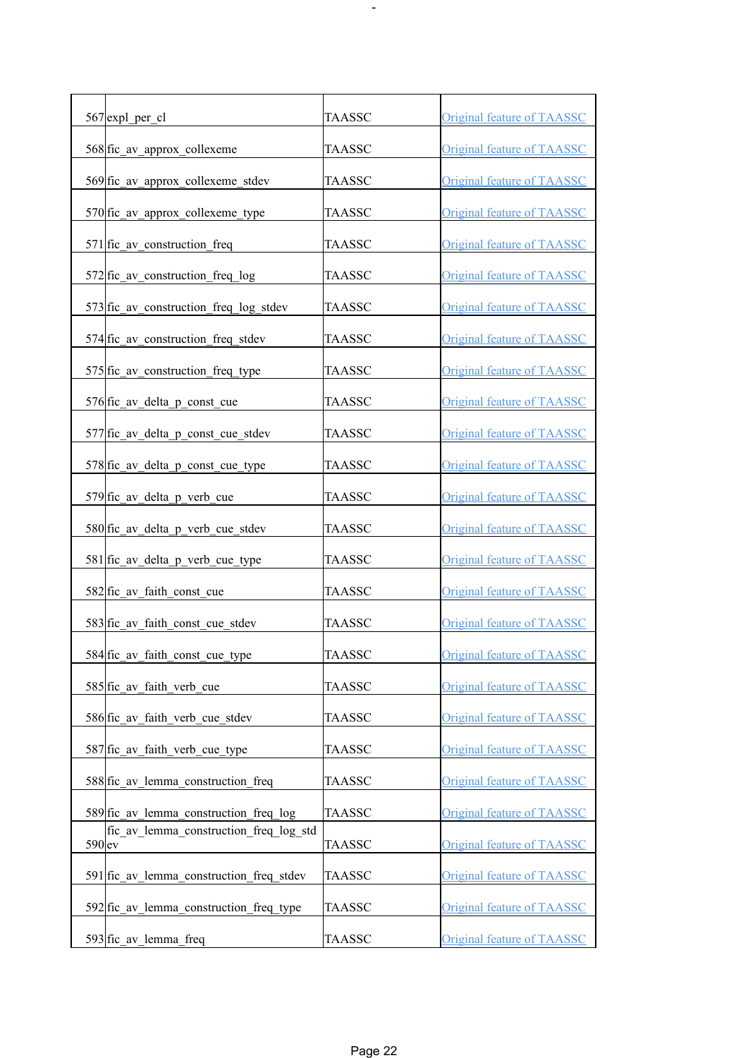| | | | |
|---|---|---|---|
| 567 | expl_per_cl | TAASSC | Original feature of TAASSC |
| 568 | fic_av_approx_collexeme | TAASSC | Original feature of TAASSC |
| 569 | fic_av_approx_collexeme_stdev | TAASSC | Original feature of TAASSC |
| 570 | fic_av_approx_collexeme_type | TAASSC | Original feature of TAASSC |
| 571 | fic_av_construction_freq | TAASSC | Original feature of TAASSC |
| 572 | fic_av_construction_freq_log | TAASSC | Original feature of TAASSC |
| 573 | fic_av_construction_freq_log_stdev | TAASSC | Original feature of TAASSC |
| 574 | fic_av_construction_freq_stdev | TAASSC | Original feature of TAASSC |
| 575 | fic_av_construction_freq_type | TAASSC | Original feature of TAASSC |
| 576 | fic_av_delta_p_const_cue | TAASSC | Original feature of TAASSC |
| 577 | fic_av_delta_p_const_cue_stdev | TAASSC | Original feature of TAASSC |
| 578 | fic_av_delta_p_const_cue_type | TAASSC | Original feature of TAASSC |
| 579 | fic_av_delta_p_verb_cue | TAASSC | Original feature of TAASSC |
| 580 | fic_av_delta_p_verb_cue_stdev | TAASSC | Original feature of TAASSC |
| 581 | fic_av_delta_p_verb_cue_type | TAASSC | Original feature of TAASSC |
| 582 | fic_av_faith_const_cue | TAASSC | Original feature of TAASSC |
| 583 | fic_av_faith_const_cue_stdev | TAASSC | Original feature of TAASSC |
| 584 | fic_av_faith_const_cue_type | TAASSC | Original feature of TAASSC |
| 585 | fic_av_faith_verb_cue | TAASSC | Original feature of TAASSC |
| 586 | fic_av_faith_verb_cue_stdev | TAASSC | Original feature of TAASSC |
| 587 | fic_av_faith_verb_cue_type | TAASSC | Original feature of TAASSC |
| 588 | fic_av_lemma_construction_freq | TAASSC | Original feature of TAASSC |
| 589 | fic_av_lemma_construction_freq_log | TAASSC | Original feature of TAASSC |
| 590 | fic_av_lemma_construction_freq_log_stdev | TAASSC | Original feature of TAASSC |
| 591 | fic_av_lemma_construction_freq_stdev | TAASSC | Original feature of TAASSC |
| 592 | fic_av_lemma_construction_freq_type | TAASSC | Original feature of TAASSC |
| 593 | fic_av_lemma_freq | TAASSC | Original feature of TAASSC |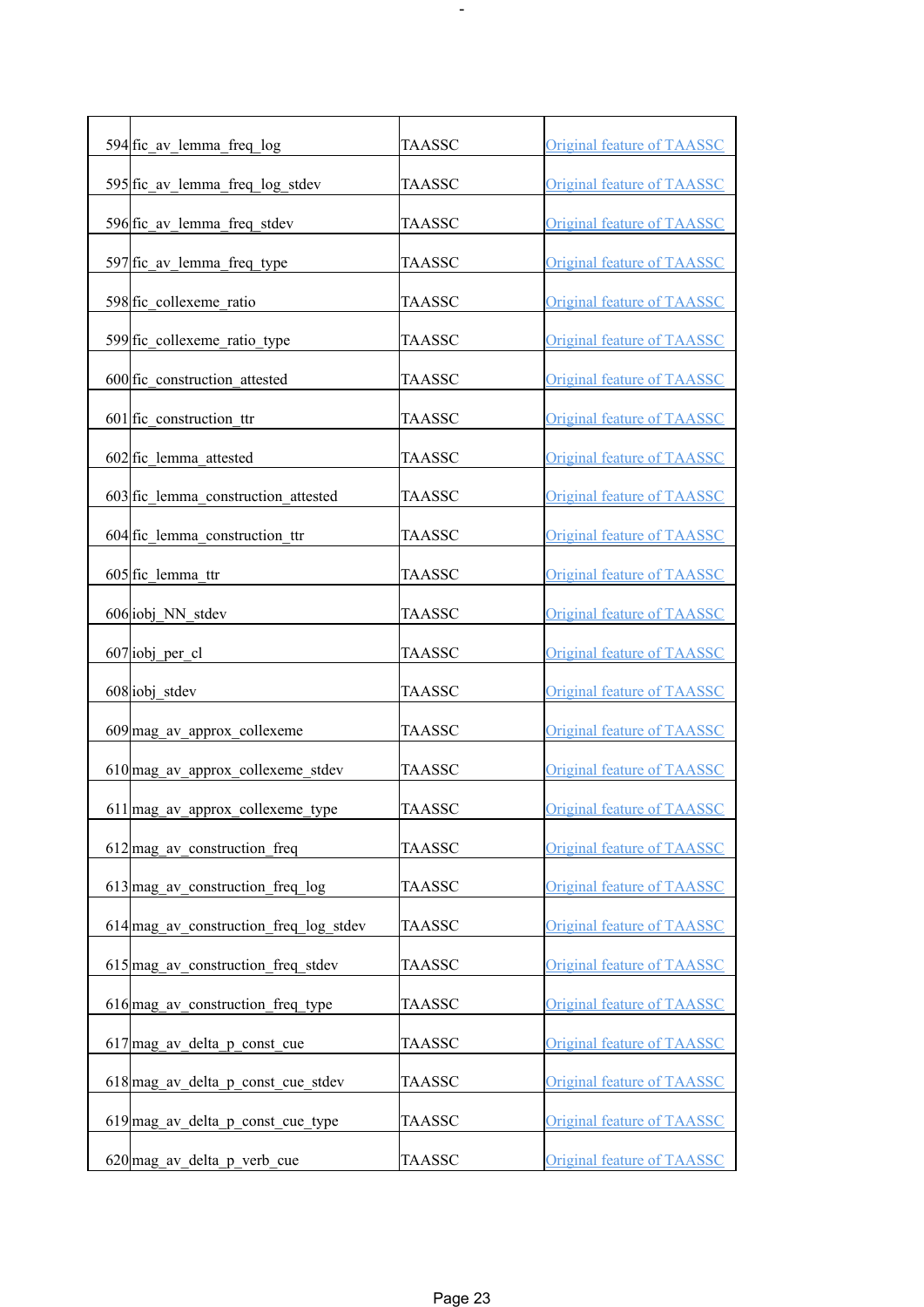| | | | |
|---|---|---|---|
| 594 | fic_av_lemma_freq_log | TAASSC | Original feature of TAASSC |
| 595 | fic_av_lemma_freq_log_stdev | TAASSC | Original feature of TAASSC |
| 596 | fic_av_lemma_freq_stdev | TAASSC | Original feature of TAASSC |
| 597 | fic_av_lemma_freq_type | TAASSC | Original feature of TAASSC |
| 598 | fic_collexeme_ratio | TAASSC | Original feature of TAASSC |
| 599 | fic_collexeme_ratio_type | TAASSC | Original feature of TAASSC |
| 600 | fic_construction_attested | TAASSC | Original feature of TAASSC |
| 601 | fic_construction_ttr | TAASSC | Original feature of TAASSC |
| 602 | fic_lemma_attested | TAASSC | Original feature of TAASSC |
| 603 | fic_lemma_construction_attested | TAASSC | Original feature of TAASSC |
| 604 | fic_lemma_construction_ttr | TAASSC | Original feature of TAASSC |
| 605 | fic_lemma_ttr | TAASSC | Original feature of TAASSC |
| 606 | iobj_NN_stdev | TAASSC | Original feature of TAASSC |
| 607 | iobj_per_cl | TAASSC | Original feature of TAASSC |
| 608 | iobj_stdev | TAASSC | Original feature of TAASSC |
| 609 | mag_av_approx_collexeme | TAASSC | Original feature of TAASSC |
| 610 | mag_av_approx_collexeme_stdev | TAASSC | Original feature of TAASSC |
| 611 | mag_av_approx_collexeme_type | TAASSC | Original feature of TAASSC |
| 612 | mag_av_construction_freq | TAASSC | Original feature of TAASSC |
| 613 | mag_av_construction_freq_log | TAASSC | Original feature of TAASSC |
| 614 | mag_av_construction_freq_log_stdev | TAASSC | Original feature of TAASSC |
| 615 | mag_av_construction_freq_stdev | TAASSC | Original feature of TAASSC |
| 616 | mag_av_construction_freq_type | TAASSC | Original feature of TAASSC |
| 617 | mag_av_delta_p_const_cue | TAASSC | Original feature of TAASSC |
| 618 | mag_av_delta_p_const_cue_stdev | TAASSC | Original feature of TAASSC |
| 619 | mag_av_delta_p_const_cue_type | TAASSC | Original feature of TAASSC |
| 620 | mag_av_delta_p_verb_cue | TAASSC | Original feature of TAASSC |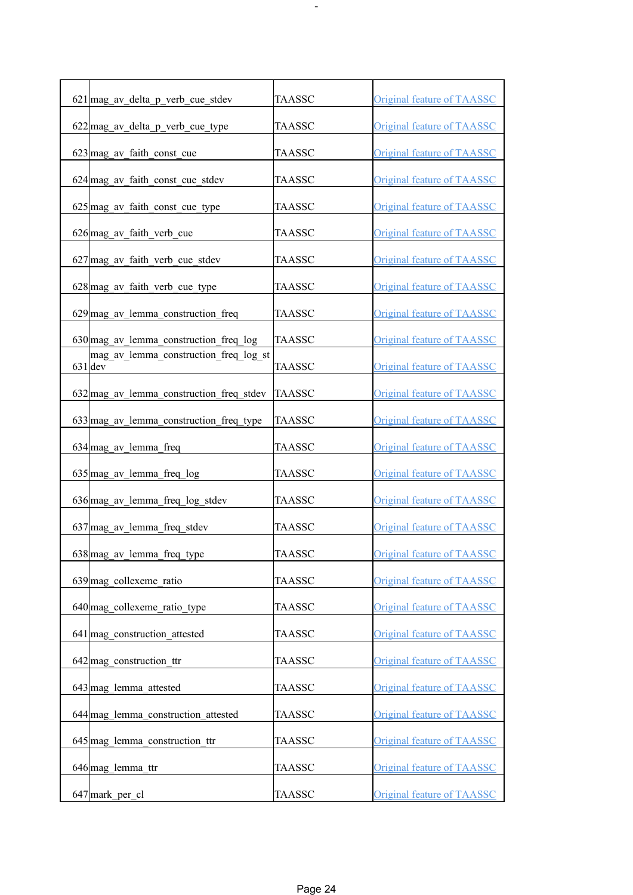| | | | |
|---|---|---|---|
| 621 | mag_av_delta_p_verb_cue_stdev | TAASSC | Original feature of TAASSC |
| 622 | mag_av_delta_p_verb_cue_type | TAASSC | Original feature of TAASSC |
| 623 | mag_av_faith_const_cue | TAASSC | Original feature of TAASSC |
| 624 | mag_av_faith_const_cue_stdev | TAASSC | Original feature of TAASSC |
| 625 | mag_av_faith_const_cue_type | TAASSC | Original feature of TAASSC |
| 626 | mag_av_faith_verb_cue | TAASSC | Original feature of TAASSC |
| 627 | mag_av_faith_verb_cue_stdev | TAASSC | Original feature of TAASSC |
| 628 | mag_av_faith_verb_cue_type | TAASSC | Original feature of TAASSC |
| 629 | mag_av_lemma_construction_freq | TAASSC | Original feature of TAASSC |
| 630 | mag_av_lemma_construction_freq_log | TAASSC | Original feature of TAASSC |
| 631 | mag_av_lemma_construction_freq_log_stdev | TAASSC | Original feature of TAASSC |
| 632 | mag_av_lemma_construction_freq_stdev | TAASSC | Original feature of TAASSC |
| 633 | mag_av_lemma_construction_freq_type | TAASSC | Original feature of TAASSC |
| 634 | mag_av_lemma_freq | TAASSC | Original feature of TAASSC |
| 635 | mag_av_lemma_freq_log | TAASSC | Original feature of TAASSC |
| 636 | mag_av_lemma_freq_log_stdev | TAASSC | Original feature of TAASSC |
| 637 | mag_av_lemma_freq_stdev | TAASSC | Original feature of TAASSC |
| 638 | mag_av_lemma_freq_type | TAASSC | Original feature of TAASSC |
| 639 | mag_collexeme_ratio | TAASSC | Original feature of TAASSC |
| 640 | mag_collexeme_ratio_type | TAASSC | Original feature of TAASSC |
| 641 | mag_construction_attested | TAASSC | Original feature of TAASSC |
| 642 | mag_construction_ttr | TAASSC | Original feature of TAASSC |
| 643 | mag_lemma_attested | TAASSC | Original feature of TAASSC |
| 644 | mag_lemma_construction_attested | TAASSC | Original feature of TAASSC |
| 645 | mag_lemma_construction_ttr | TAASSC | Original feature of TAASSC |
| 646 | mag_lemma_ttr | TAASSC | Original feature of TAASSC |
| 647 | mark_per_cl | TAASSC | Original feature of TAASSC |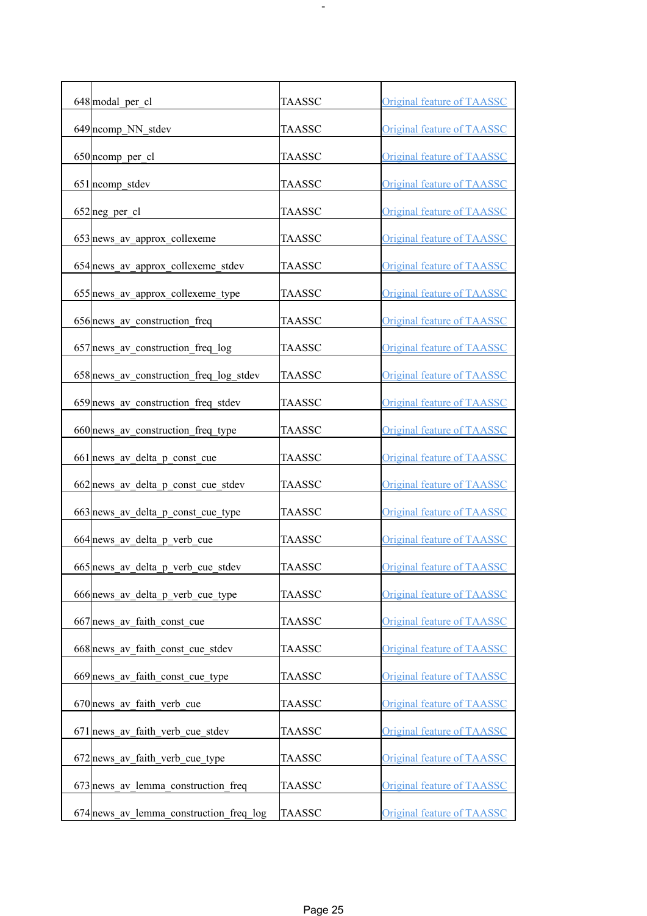| | | | |
|---|---|---|---|
| 648 | modal_per_cl | TAASSC | Original feature of TAASSC |
| 649 | ncomp_NN_stdev | TAASSC | Original feature of TAASSC |
| 650 | ncomp_per_cl | TAASSC | Original feature of TAASSC |
| 651 | ncomp_stdev | TAASSC | Original feature of TAASSC |
| 652 | neg_per_cl | TAASSC | Original feature of TAASSC |
| 653 | news_av_approx_collexeme | TAASSC | Original feature of TAASSC |
| 654 | news_av_approx_collexeme_stdev | TAASSC | Original feature of TAASSC |
| 655 | news_av_approx_collexeme_type | TAASSC | Original feature of TAASSC |
| 656 | news_av_construction_freq | TAASSC | Original feature of TAASSC |
| 657 | news_av_construction_freq_log | TAASSC | Original feature of TAASSC |
| 658 | news_av_construction_freq_log_stdev | TAASSC | Original feature of TAASSC |
| 659 | news_av_construction_freq_stdev | TAASSC | Original feature of TAASSC |
| 660 | news_av_construction_freq_type | TAASSC | Original feature of TAASSC |
| 661 | news_av_delta_p_const_cue | TAASSC | Original feature of TAASSC |
| 662 | news_av_delta_p_const_cue_stdev | TAASSC | Original feature of TAASSC |
| 663 | news_av_delta_p_const_cue_type | TAASSC | Original feature of TAASSC |
| 664 | news_av_delta_p_verb_cue | TAASSC | Original feature of TAASSC |
| 665 | news_av_delta_p_verb_cue_stdev | TAASSC | Original feature of TAASSC |
| 666 | news_av_delta_p_verb_cue_type | TAASSC | Original feature of TAASSC |
| 667 | news_av_faith_const_cue | TAASSC | Original feature of TAASSC |
| 668 | news_av_faith_const_cue_stdev | TAASSC | Original feature of TAASSC |
| 669 | news_av_faith_const_cue_type | TAASSC | Original feature of TAASSC |
| 670 | news_av_faith_verb_cue | TAASSC | Original feature of TAASSC |
| 671 | news_av_faith_verb_cue_stdev | TAASSC | Original feature of TAASSC |
| 672 | news_av_faith_verb_cue_type | TAASSC | Original feature of TAASSC |
| 673 | news_av_lemma_construction_freq | TAASSC | Original feature of TAASSC |
| 674 | news_av_lemma_construction_freq_log | TAASSC | Original feature of TAASSC |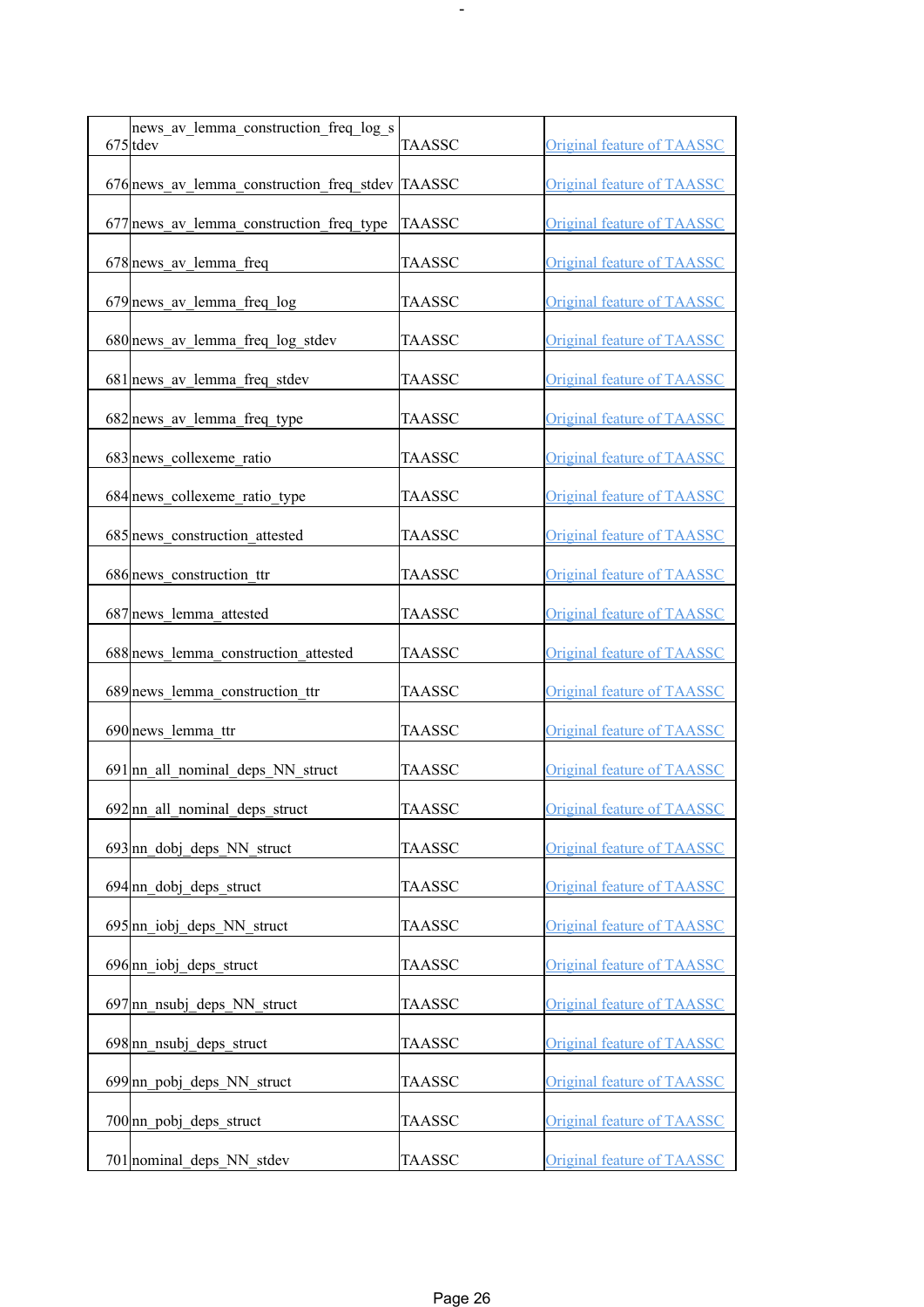| | | | |
|---|---|---|---|
| 675 | news_av_lemma_construction_freq_log_stdev | TAASSC | Original feature of TAASSC |
| 676 | news_av_lemma_construction_freq_stdev | TAASSC | Original feature of TAASSC |
| 677 | news_av_lemma_construction_freq_type | TAASSC | Original feature of TAASSC |
| 678 | news_av_lemma_freq | TAASSC | Original feature of TAASSC |
| 679 | news_av_lemma_freq_log | TAASSC | Original feature of TAASSC |
| 680 | news_av_lemma_freq_log_stdev | TAASSC | Original feature of TAASSC |
| 681 | news_av_lemma_freq_stdev | TAASSC | Original feature of TAASSC |
| 682 | news_av_lemma_freq_type | TAASSC | Original feature of TAASSC |
| 683 | news_collexeme_ratio | TAASSC | Original feature of TAASSC |
| 684 | news_collexeme_ratio_type | TAASSC | Original feature of TAASSC |
| 685 | news_construction_attested | TAASSC | Original feature of TAASSC |
| 686 | news_construction_ttr | TAASSC | Original feature of TAASSC |
| 687 | news_lemma_attested | TAASSC | Original feature of TAASSC |
| 688 | news_lemma_construction_attested | TAASSC | Original feature of TAASSC |
| 689 | news_lemma_construction_ttr | TAASSC | Original feature of TAASSC |
| 690 | news_lemma_ttr | TAASSC | Original feature of TAASSC |
| 691 | nn_all_nominal_deps_NN_struct | TAASSC | Original feature of TAASSC |
| 692 | nn_all_nominal_deps_struct | TAASSC | Original feature of TAASSC |
| 693 | nn_dobj_deps_NN_struct | TAASSC | Original feature of TAASSC |
| 694 | nn_dobj_deps_struct | TAASSC | Original feature of TAASSC |
| 695 | nn_iobj_deps_NN_struct | TAASSC | Original feature of TAASSC |
| 696 | nn_iobj_deps_struct | TAASSC | Original feature of TAASSC |
| 697 | nn_nsubj_deps_NN_struct | TAASSC | Original feature of TAASSC |
| 698 | nn_nsubj_deps_struct | TAASSC | Original feature of TAASSC |
| 699 | nn_pobj_deps_NN_struct | TAASSC | Original feature of TAASSC |
| 700 | nn_pobj_deps_struct | TAASSC | Original feature of TAASSC |
| 701 | nominal_deps_NN_stdev | TAASSC | Original feature of TAASSC |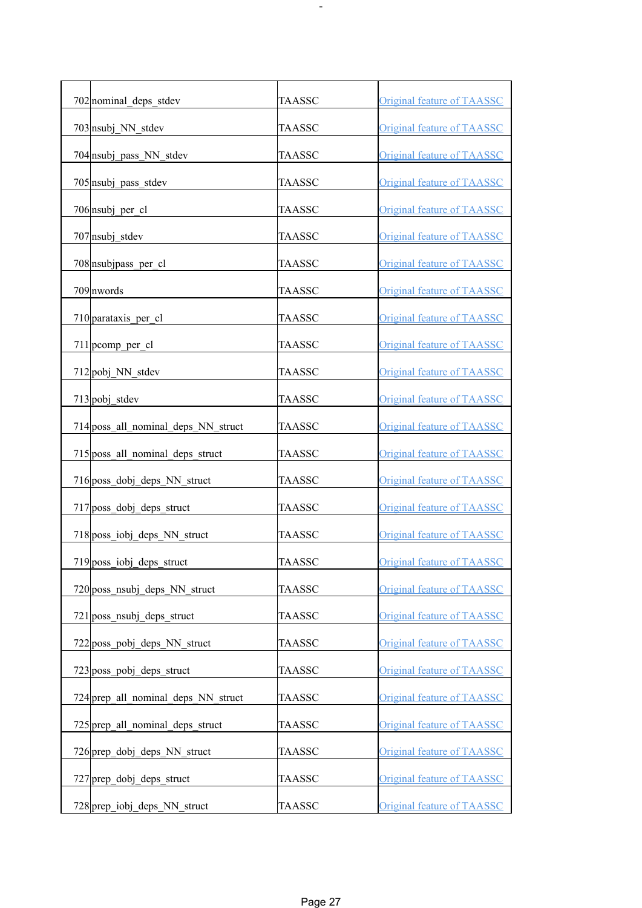| | | | |
|---|---|---|---|
| 702 | nominal_deps_stdev | TAASSC | Original feature of TAASSC |
| 703 | nsubj_NN_stdev | TAASSC | Original feature of TAASSC |
| 704 | nsubj_pass_NN_stdev | TAASSC | Original feature of TAASSC |
| 705 | nsubj_pass_stdev | TAASSC | Original feature of TAASSC |
| 706 | nsubj_per_cl | TAASSC | Original feature of TAASSC |
| 707 | nsubj_stdev | TAASSC | Original feature of TAASSC |
| 708 | nsubjpass_per_cl | TAASSC | Original feature of TAASSC |
| 709 | nwords | TAASSC | Original feature of TAASSC |
| 710 | parataxis_per_cl | TAASSC | Original feature of TAASSC |
| 711 | pcomp_per_cl | TAASSC | Original feature of TAASSC |
| 712 | pobj_NN_stdev | TAASSC | Original feature of TAASSC |
| 713 | pobj_stdev | TAASSC | Original feature of TAASSC |
| 714 | poss_all_nominal_deps_NN_struct | TAASSC | Original feature of TAASSC |
| 715 | poss_all_nominal_deps_struct | TAASSC | Original feature of TAASSC |
| 716 | poss_dobj_deps_NN_struct | TAASSC | Original feature of TAASSC |
| 717 | poss_dobj_deps_struct | TAASSC | Original feature of TAASSC |
| 718 | poss_iobj_deps_NN_struct | TAASSC | Original feature of TAASSC |
| 719 | poss_iobj_deps_struct | TAASSC | Original feature of TAASSC |
| 720 | poss_nsubj_deps_NN_struct | TAASSC | Original feature of TAASSC |
| 721 | poss_nsubj_deps_struct | TAASSC | Original feature of TAASSC |
| 722 | poss_pobj_deps_NN_struct | TAASSC | Original feature of TAASSC |
| 723 | poss_pobj_deps_struct | TAASSC | Original feature of TAASSC |
| 724 | prep_all_nominal_deps_NN_struct | TAASSC | Original feature of TAASSC |
| 725 | prep_all_nominal_deps_struct | TAASSC | Original feature of TAASSC |
| 726 | prep_dobj_deps_NN_struct | TAASSC | Original feature of TAASSC |
| 727 | prep_dobj_deps_struct | TAASSC | Original feature of TAASSC |
| 728 | prep_iobj_deps_NN_struct | TAASSC | Original feature of TAASSC |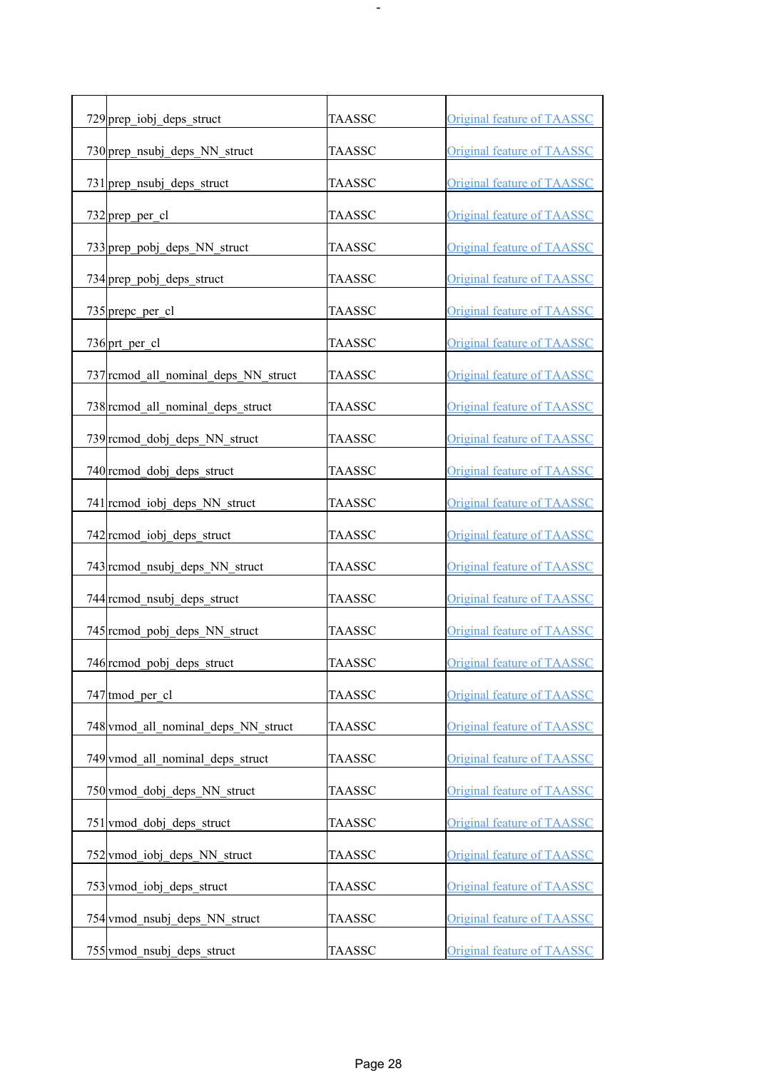| | | | |
|---|---|---|---|
| 729 | prep_iobj_deps_struct | TAASSC | Original feature of TAASSC |
| 730 | prep_nsubj_deps_NN_struct | TAASSC | Original feature of TAASSC |
| 731 | prep_nsubj_deps_struct | TAASSC | Original feature of TAASSC |
| 732 | prep_per_cl | TAASSC | Original feature of TAASSC |
| 733 | prep_pobj_deps_NN_struct | TAASSC | Original feature of TAASSC |
| 734 | prep_pobj_deps_struct | TAASSC | Original feature of TAASSC |
| 735 | prepc_per_cl | TAASSC | Original feature of TAASSC |
| 736 | prt_per_cl | TAASSC | Original feature of TAASSC |
| 737 | rcmod_all_nominal_deps_NN_struct | TAASSC | Original feature of TAASSC |
| 738 | rcmod_all_nominal_deps_struct | TAASSC | Original feature of TAASSC |
| 739 | rcmod_dobj_deps_NN_struct | TAASSC | Original feature of TAASSC |
| 740 | rcmod_dobj_deps_struct | TAASSC | Original feature of TAASSC |
| 741 | rcmod_iobj_deps_NN_struct | TAASSC | Original feature of TAASSC |
| 742 | rcmod_iobj_deps_struct | TAASSC | Original feature of TAASSC |
| 743 | rcmod_nsubj_deps_NN_struct | TAASSC | Original feature of TAASSC |
| 744 | rcmod_nsubj_deps_struct | TAASSC | Original feature of TAASSC |
| 745 | rcmod_pobj_deps_NN_struct | TAASSC | Original feature of TAASSC |
| 746 | rcmod_pobj_deps_struct | TAASSC | Original feature of TAASSC |
| 747 | tmod_per_cl | TAASSC | Original feature of TAASSC |
| 748 | vmod_all_nominal_deps_NN_struct | TAASSC | Original feature of TAASSC |
| 749 | vmod_all_nominal_deps_struct | TAASSC | Original feature of TAASSC |
| 750 | vmod_dobj_deps_NN_struct | TAASSC | Original feature of TAASSC |
| 751 | vmod_dobj_deps_struct | TAASSC | Original feature of TAASSC |
| 752 | vmod_iobj_deps_NN_struct | TAASSC | Original feature of TAASSC |
| 753 | vmod_iobj_deps_struct | TAASSC | Original feature of TAASSC |
| 754 | vmod_nsubj_deps_NN_struct | TAASSC | Original feature of TAASSC |
| 755 | vmod_nsubj_deps_struct | TAASSC | Original feature of TAASSC |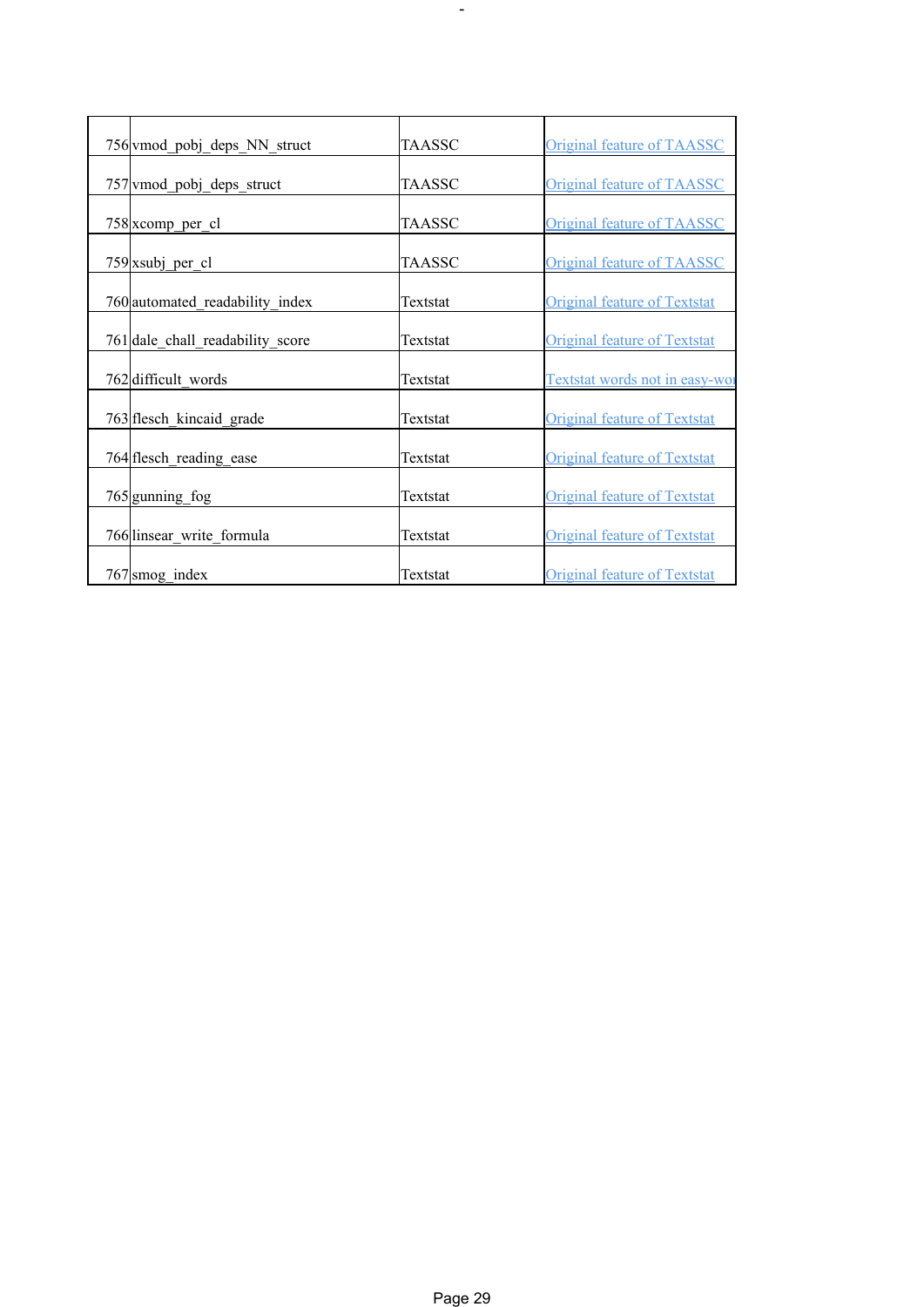| | | | |
|---|---|---|---|
| 756 | vmod_pobj_deps_NN_struct | TAASSC | Original feature of TAASSC |
| 757 | vmod_pobj_deps_struct | TAASSC | Original feature of TAASSC |
| 758 | xcomp_per_cl | TAASSC | Original feature of TAASSC |
| 759 | xsubj_per_cl | TAASSC | Original feature of TAASSC |
| 760 | automated_readability_index | Textstat | Original feature of Textstat |
| 761 | dale_chall_readability_score | Textstat | Original feature of Textstat |
| 762 | difficult_words | Textstat | Textstat words not in easy-wo |
| 763 | flesch_kincaid_grade | Textstat | Original feature of Textstat |
| 764 | flesch_reading_ease | Textstat | Original feature of Textstat |
| 765 | gunning_fog | Textstat | Original feature of Textstat |
| 766 | linsear_write_formula | Textstat | Original feature of Textstat |
| 767 | smog_index | Textstat | Original feature of Textstat |